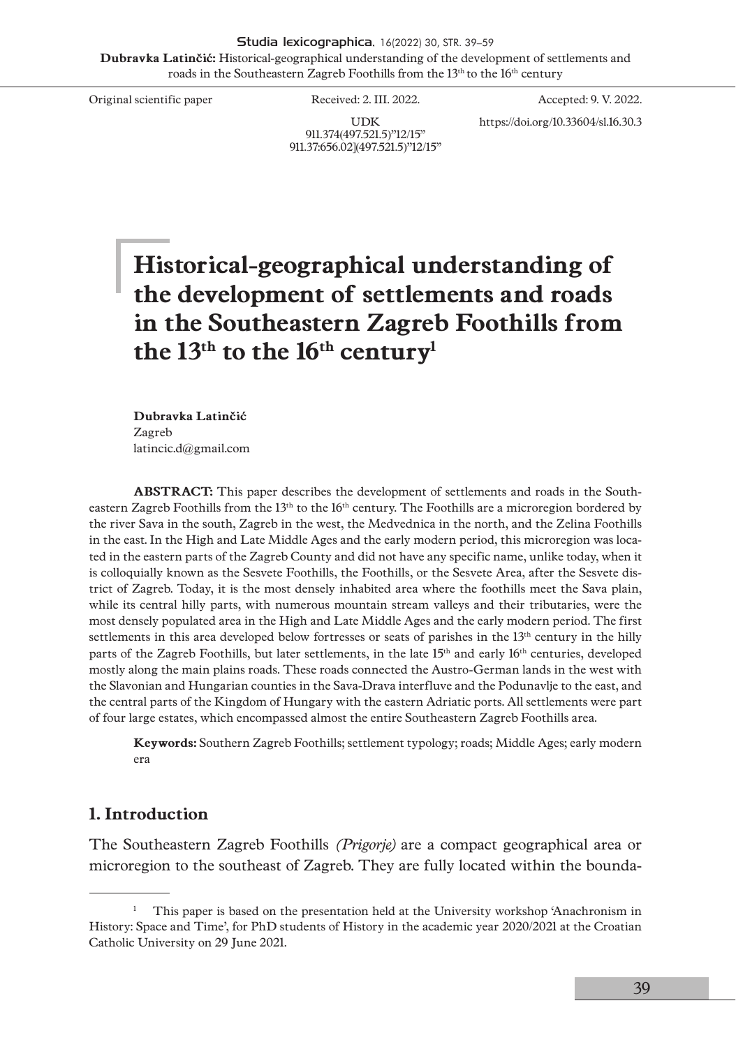Original scientific paper

Received: 2. III. 2022.

Accepted: 9. V. 2022.

UDK
911.374(497.521.5)"12/15"
911.37:656.02](497.521.5)"12/15"

https://doi.org/10.33604/sl.16.30.3

# Historical-geographical understanding of the development of settlements and roads in the Southeastern Zagreb Foothills from the 13th to the 16th century[1]

**Dubravka Latinčić**
Zagreb
latincic.d@gmail.com

**ABSTRACT:** This paper describes the development of settlements and roads in the Southeastern Zagreb Foothills from the 13th to the 16th century. The Foothills are a microregion bordered by the river Sava in the south, Zagreb in the west, the Medvednica in the north, and the Zelina Foothills in the east. In the High and Late Middle Ages and the early modern period, this microregion was located in the eastern parts of the Zagreb County and did not have any specific name, unlike today, when it is colloquially known as the Sesvete Foothills, the Foothills, or the Sesvete Area, after the Sesvete district of Zagreb. Today, it is the most densely inhabited area where the foothills meet the Sava plain, while its central hilly parts, with numerous mountain stream valleys and their tributaries, were the most densely populated area in the High and Late Middle Ages and the early modern period. The first settlements in this area developed below fortresses or seats of parishes in the 13th century in the hilly parts of the Zagreb Foothills, but later settlements, in the late 15th and early 16th centuries, developed mostly along the main plains roads. These roads connected the Austro-German lands in the west with the Slavonian and Hungarian counties in the Sava-Drava interfluve and the Podunavlje to the east, and the central parts of the Kingdom of Hungary with the eastern Adriatic ports. All settlements were part of four large estates, which encompassed almost the entire Southeastern Zagreb Foothills area.

**Keywords:** Southern Zagreb Foothills; settlement typology; roads; Middle Ages; early modern era

## 1. Introduction

The Southeastern Zagreb Foothills *(Prigorje)* are a compact geographical area or microregion to the southeast of Zagreb. They are fully located within the bounda-

---

[1] This paper is based on the presentation held at the University workshop 'Anachronism in History: Space and Time', for PhD students of History in the academic year 2020/2021 at the Croatian Catholic University on 29 June 2021.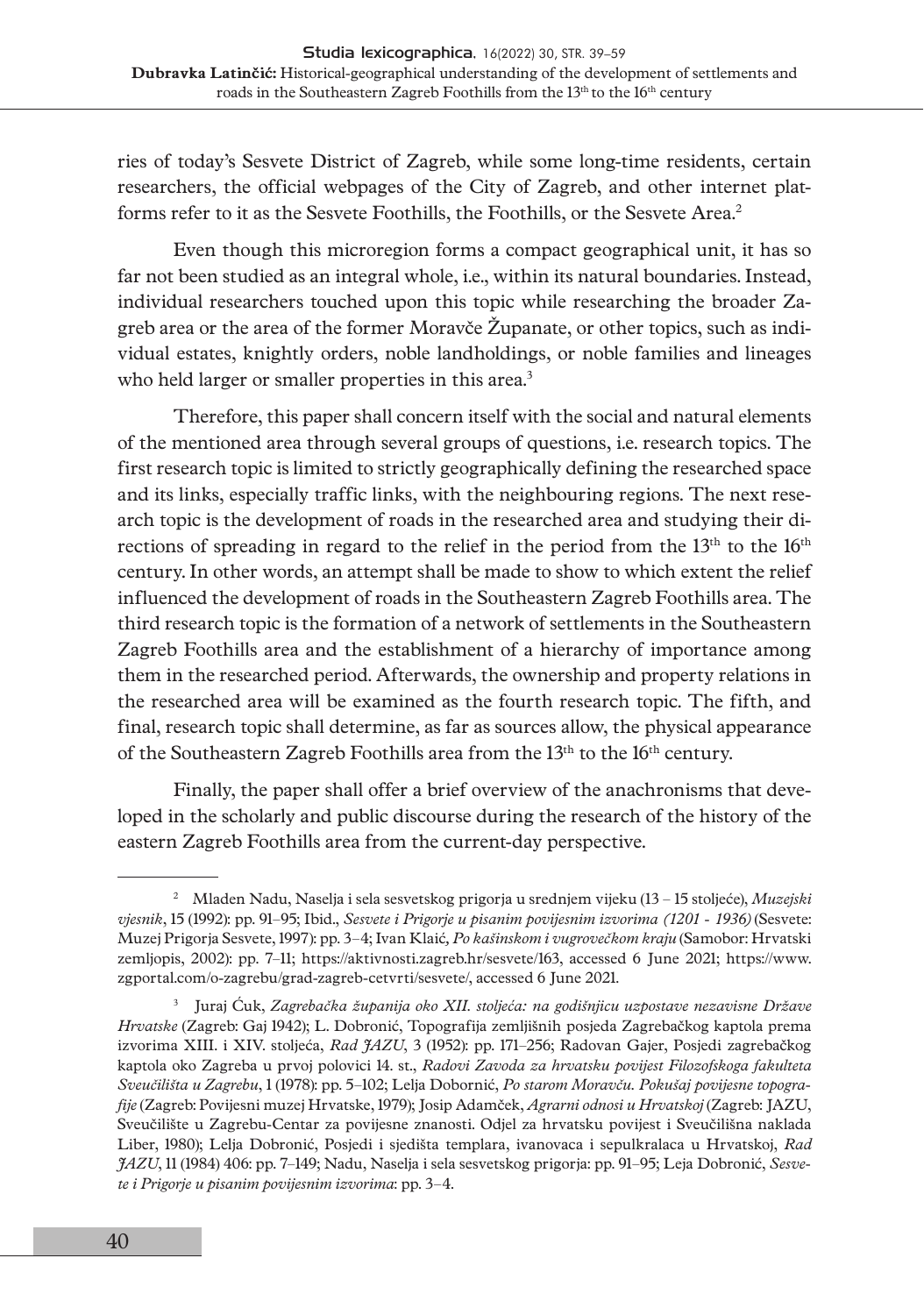ries of today's Sesvete District of Zagreb, while some long-time residents, certain researchers, the official webpages of the City of Zagreb, and other internet platforms refer to it as the Sesvete Foothills, the Foothills, or the Sesvete Area.[2]

Even though this microregion forms a compact geographical unit, it has so far not been studied as an integral whole, i.e., within its natural boundaries. Instead, individual researchers touched upon this topic while researching the broader Zagreb area or the area of the former Moravče Županate, or other topics, such as individual estates, knightly orders, noble landholdings, or noble families and lineages who held larger or smaller properties in this area.[3]

Therefore, this paper shall concern itself with the social and natural elements of the mentioned area through several groups of questions, i.e. research topics. The first research topic is limited to strictly geographically defining the researched space and its links, especially traffic links, with the neighbouring regions. The next research topic is the development of roads in the researched area and studying their directions of spreading in regard to the relief in the period from the 13th to the 16th century. In other words, an attempt shall be made to show to which extent the relief influenced the development of roads in the Southeastern Zagreb Foothills area. The third research topic is the formation of a network of settlements in the Southeastern Zagreb Foothills area and the establishment of a hierarchy of importance among them in the researched period. Afterwards, the ownership and property relations in the researched area will be examined as the fourth research topic. The fifth, and final, research topic shall determine, as far as sources allow, the physical appearance of the Southeastern Zagreb Foothills area from the 13th to the 16th century.

Finally, the paper shall offer a brief overview of the anachronisms that developed in the scholarly and public discourse during the research of the history of the eastern Zagreb Foothills area from the current-day perspective.

---

[2] Mladen Nadu, Naselja i sela sesvetskog prigorja u srednjem vijeku (13 – 15 stoljeće), *Muzejski vjesnik*, 15 (1992): pp. 91–95; Ibid., *Sesvete i Prigorje u pisanim povijesnim izvorima (1201 - 1936)* (Sesvete: Muzej Prigorja Sesvete, 1997): pp. 3–4; Ivan Klaić, *Po kašinskom i vugrovečkom kraju* (Samobor: Hrvatski zemljopis, 2002): pp. 7–11; https://aktivnosti.zagreb.hr/sesvete/163, accessed 6 June 2021; https://www.zgportal.com/o-zagrebu/grad-zagreb-cetvrti/sesvete/, accessed 6 June 2021.

[3] Juraj Ćuk, *Zagrebačka županija oko XII. stoljeća: na godišnjicu uzpostave nezavisne Države Hrvatske* (Zagreb: Gaj 1942); L. Dobronić, Topografija zemljišnih posjeda Zagrebačkog kaptola prema izvorima XIII. i XIV. stoljeća, *Rad JAZU*, 3 (1952): pp. 171–256; Radovan Gajer, Posjedi zagrebačkog kaptola oko Zagreba u prvoj polovici 14. st., *Radovi Zavoda za hrvatsku povijest Filozofskoga fakulteta Sveučilišta u Zagrebu*, 1 (1978): pp. 5–102; Lelja Dobornić, *Po starom Moravču. Pokušaj povijesne topografije* (Zagreb: Povijesni muzej Hrvatske, 1979); Josip Adamček, *Agrarni odnosi u Hrvatskoj* (Zagreb: JAZU, Sveučilište u Zagrebu-Centar za povijesne znanosti. Odjel za hrvatsku povijest i Sveučilišna naklada Liber, 1980); Lelja Dobronić, Posjedi i sjedišta templara, ivanovaca i sepulkralaca u Hrvatskoj, *Rad JAZU*, 11 (1984) 406: pp. 7–149; Nadu, Naselja i sela sesvetskog prigorja: pp. 91–95; Leja Dobronić, *Sesvete i Prigorje u pisanim povijesnim izvorima*: pp. 3–4.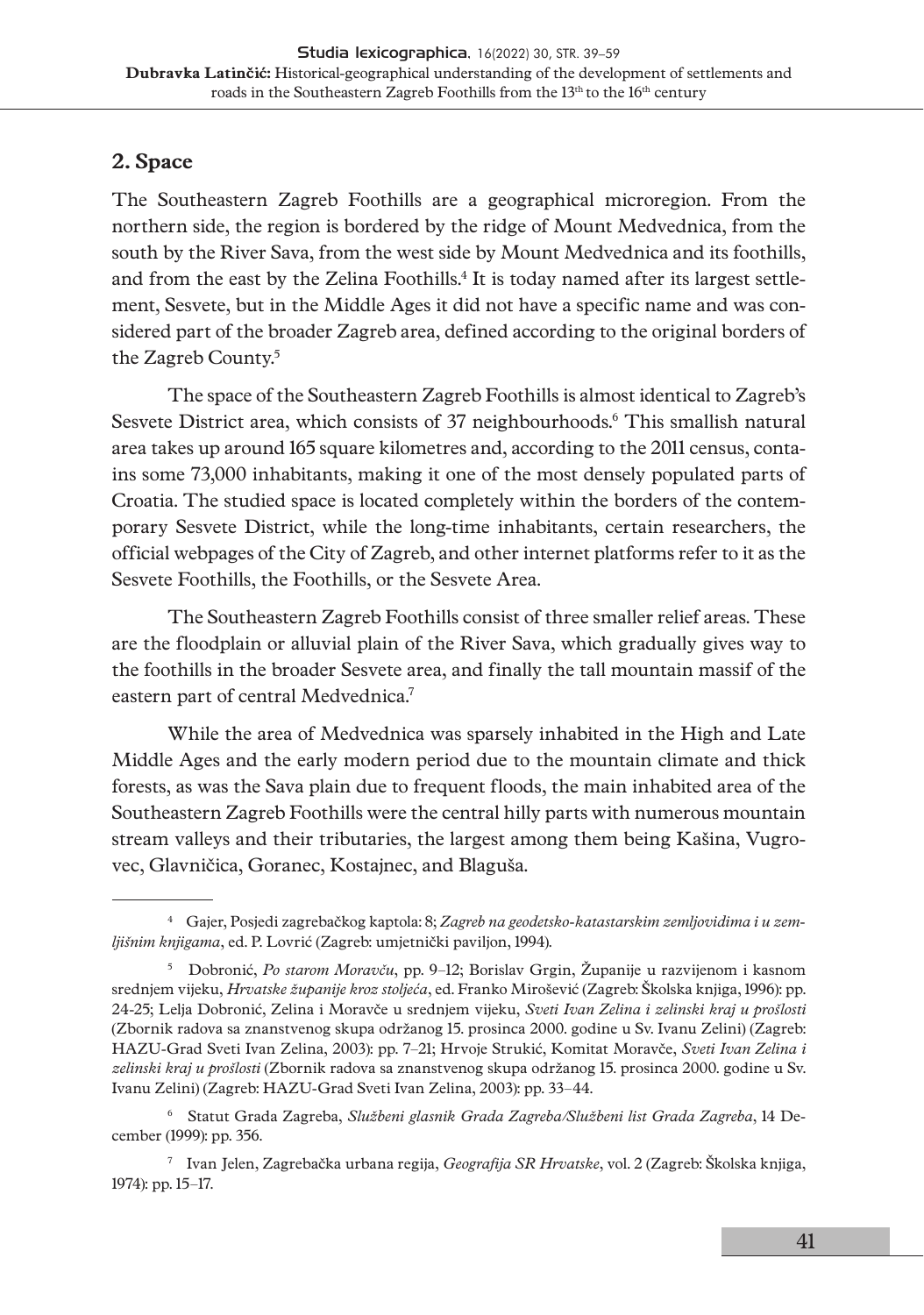## 2. Space

The Southeastern Zagreb Foothills are a geographical microregion. From the northern side, the region is bordered by the ridge of Mount Medvednica, from the south by the River Sava, from the west side by Mount Medvednica and its foothills, and from the east by the Zelina Foothills.[4] It is today named after its largest settlement, Sesvete, but in the Middle Ages it did not have a specific name and was considered part of the broader Zagreb area, defined according to the original borders of the Zagreb County.[5]

The space of the Southeastern Zagreb Foothills is almost identical to Zagreb's Sesvete District area, which consists of 37 neighbourhoods.[6] This smallish natural area takes up around 165 square kilometres and, according to the 2011 census, contains some 73,000 inhabitants, making it one of the most densely populated parts of Croatia. The studied space is located completely within the borders of the contemporary Sesvete District, while the long-time inhabitants, certain researchers, the official webpages of the City of Zagreb, and other internet platforms refer to it as the Sesvete Foothills, the Foothills, or the Sesvete Area.

The Southeastern Zagreb Foothills consist of three smaller relief areas. These are the floodplain or alluvial plain of the River Sava, which gradually gives way to the foothills in the broader Sesvete area, and finally the tall mountain massif of the eastern part of central Medvednica.[7]

While the area of Medvednica was sparsely inhabited in the High and Late Middle Ages and the early modern period due to the mountain climate and thick forests, as was the Sava plain due to frequent floods, the main inhabited area of the Southeastern Zagreb Foothills were the central hilly parts with numerous mountain stream valleys and their tributaries, the largest among them being Kašina, Vugrovec, Glavničica, Goranec, Kostajnec, and Blaguša.

---

[4] Gajer, Posjedi zagrebačkog kaptola: 8; *Zagreb na geodetsko-katastarskim zemljovidima i u zemljišnim knjigama*, ed. P. Lovrić (Zagreb: umjetnički paviljon, 1994).

[5] Dobronić, *Po starom Moravču*, pp. 9–12; Borislav Grgin, Županije u razvijenom i kasnom srednjem vijeku, *Hrvatske županije kroz stoljeća*, ed. Franko Mirošević (Zagreb: Školska knjiga, 1996): pp. 24-25; Lelja Dobronić, Zelina i Moravče u srednjem vijeku, *Sveti Ivan Zelina i zelinski kraj u prošlosti* (Zbornik radova sa znanstvenog skupa održanog 15. prosinca 2000. godine u Sv. Ivanu Zelini) (Zagreb: HAZU-Grad Sveti Ivan Zelina, 2003): pp. 7–21; Hrvoje Strukić, Komitat Moravče, *Sveti Ivan Zelina i zelinski kraj u prošlosti* (Zbornik radova sa znanstvenog skupa održanog 15. prosinca 2000. godine u Sv. Ivanu Zelini) (Zagreb: HAZU-Grad Sveti Ivan Zelina, 2003): pp. 33–44.

[6] Statut Grada Zagreba, *Službeni glasnik Grada Zagreba/Službeni list Grada Zagreba*, 14 December (1999): pp. 356.

[7] Ivan Jelen, Zagrebačka urbana regija, *Geografija SR Hrvatske*, vol. 2 (Zagreb: Školska knjiga, 1974): pp. 15–17.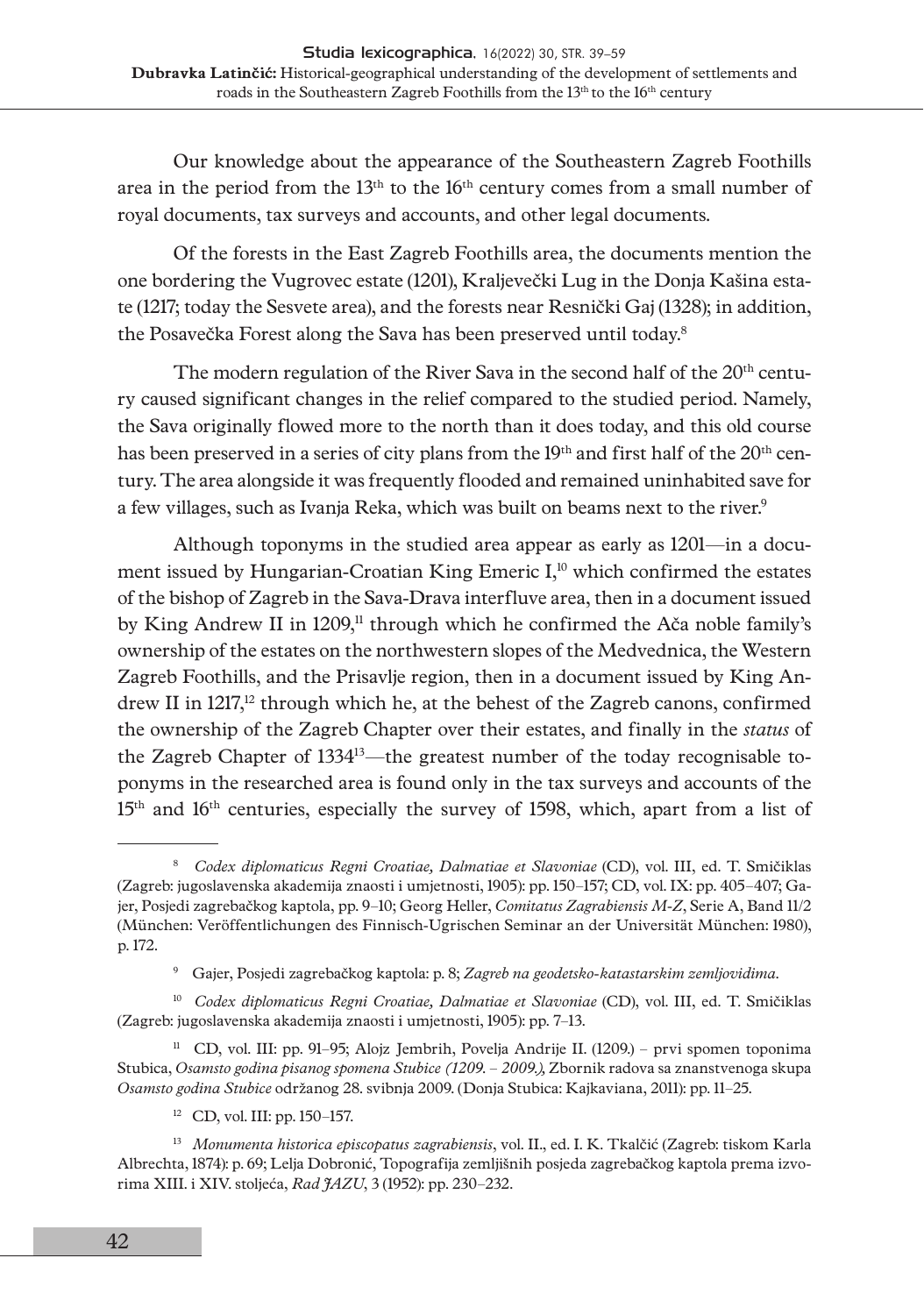Our knowledge about the appearance of the Southeastern Zagreb Foothills area in the period from the 13th to the 16th century comes from a small number of royal documents, tax surveys and accounts, and other legal documents.

Of the forests in the East Zagreb Foothills area, the documents mention the one bordering the Vugrovec estate (1201), Kraljevečki Lug in the Donja Kašina estate (1217; today the Sesvete area), and the forests near Resnički Gaj (1328); in addition, the Posavečka Forest along the Sava has been preserved until today.[8]

The modern regulation of the River Sava in the second half of the 20th century caused significant changes in the relief compared to the studied period. Namely, the Sava originally flowed more to the north than it does today, and this old course has been preserved in a series of city plans from the 19th and first half of the 20th century. The area alongside it was frequently flooded and remained uninhabited save for a few villages, such as Ivanja Reka, which was built on beams next to the river.[9]

Although toponyms in the studied area appear as early as 1201—in a document issued by Hungarian-Croatian King Emeric I,[10] which confirmed the estates of the bishop of Zagreb in the Sava-Drava interfluve area, then in a document issued by King Andrew II in 1209,[11] through which he confirmed the Ača noble family's ownership of the estates on the northwestern slopes of the Medvednica, the Western Zagreb Foothills, and the Prisavlje region, then in a document issued by King Andrew II in 1217,[12] through which he, at the behest of the Zagreb canons, confirmed the ownership of the Zagreb Chapter over their estates, and finally in the *status* of the Zagreb Chapter of 1334[13]—the greatest number of the today recognisable toponyms in the researched area is found only in the tax surveys and accounts of the 15th and 16th centuries, especially the survey of 1598, which, apart from a list of

---

[8] *Codex diplomaticus Regni Croatiae, Dalmatiae et Slavoniae* (CD), vol. III, ed. T. Smičiklas (Zagreb: jugoslavenska akademija znaosti i umjetnosti, 1905): pp. 150–157; CD, vol. IX: pp. 405–407; Gajer, Posjedi zagrebačkog kaptola, pp. 9–10; Georg Heller, *Comitatus Zagrabiensis M-Z*, Serie A, Band 11/2 (München: Veröffentlichungen des Finnisch-Ugrischen Seminar an der Universität München: 1980), p. 172.

[9] Gajer, Posjedi zagrebačkog kaptola: p. 8; *Zagreb na geodetsko-katastarskim zemljovidima*.

[10] *Codex diplomaticus Regni Croatiae, Dalmatiae et Slavoniae* (CD), vol. III, ed. T. Smičiklas (Zagreb: jugoslavenska akademija znaosti i umjetnosti, 1905): pp. 7–13.

[11] CD, vol. III: pp. 91–95; Alojz Jembrih, Povelja Andrije II. (1209.) – prvi spomen toponima Stubica, *Osamsto godina pisanog spomena Stubice (1209. – 2009.),* Zbornik radova sa znanstvenoga skupa *Osamsto godina Stubice* održanog 28. svibnja 2009. (Donja Stubica: Kajkaviana, 2011): pp. 11–25.

[12] CD, vol. III: pp. 150–157.

[13] *Monumenta historica episcopatus zagrabiensis*, vol. II., ed. I. K. Tkalčić (Zagreb: tiskom Karla Albrechta, 1874): p. 69; Lelja Dobronić, Topografija zemljišnih posjeda zagrebačkog kaptola prema izvorima XIII. i XIV. stoljeća, *Rad JAZU*, 3 (1952): pp. 230–232.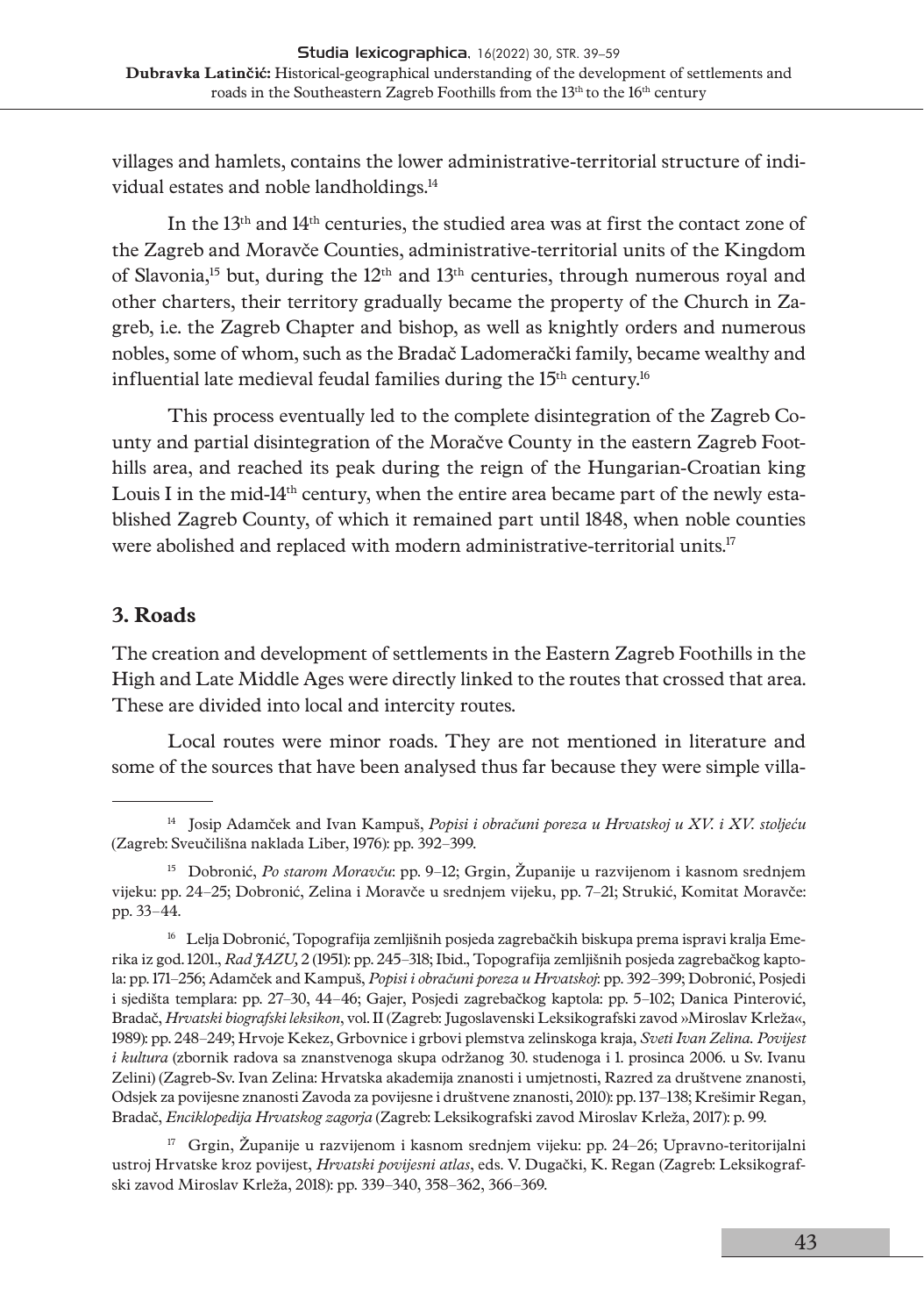villages and hamlets, contains the lower administrative-territorial structure of individual estates and noble landholdings.[14]

In the 13th and 14th centuries, the studied area was at first the contact zone of the Zagreb and Moravče Counties, administrative-territorial units of the Kingdom of Slavonia,[15] but, during the 12th and 13th centuries, through numerous royal and other charters, their territory gradually became the property of the Church in Zagreb, i.e. the Zagreb Chapter and bishop, as well as knightly orders and numerous nobles, some of whom, such as the Bradač Ladomerački family, became wealthy and influential late medieval feudal families during the 15th century.[16]

This process eventually led to the complete disintegration of the Zagreb County and partial disintegration of the Moračve County in the eastern Zagreb Foothills area, and reached its peak during the reign of the Hungarian-Croatian king Louis I in the mid-14th century, when the entire area became part of the newly established Zagreb County, of which it remained part until 1848, when noble counties were abolished and replaced with modern administrative-territorial units.[17]

## 3. Roads

The creation and development of settlements in the Eastern Zagreb Foothills in the High and Late Middle Ages were directly linked to the routes that crossed that area. These are divided into local and intercity routes.

Local routes were minor roads. They are not mentioned in literature and some of the sources that have been analysed thus far because they were simple villa-

---

[14] Josip Adamček and Ivan Kampuš, *Popisi i obračuni poreza u Hrvatskoj u XV. i XV. stoljeću* (Zagreb: Sveučilišna naklada Liber, 1976): pp. 392–399.

[15] Dobronić, *Po starom Moravču*: pp. 9–12; Grgin, Županije u razvijenom i kasnom srednjem vijeku: pp. 24–25; Dobronić, Zelina i Moravče u srednjem vijeku, pp. 7–21; Strukić, Komitat Moravče: pp. 33–44.

[16] Lelja Dobronić, Topografija zemljišnih posjeda zagrebačkih biskupa prema ispravi kralja Emerika iz god. 1201., *Rad JAZU,* 2 (1951): pp. 245–318; Ibid., Topografija zemljišnih posjeda zagrebačkog kaptola: pp. 171–256; Adamček and Kampuš, *Popisi i obračuni poreza u Hrvatskoj*: pp. 392–399; Dobronić, Posjedi i sjedišta templara: pp. 27–30, 44–46; Gajer, Posjedi zagrebačkog kaptola: pp. 5–102; Danica Pinterović, Bradač, *Hrvatski biografski leksikon*, vol. II (Zagreb: Jugoslavenski Leksikografski zavod »Miroslav Krleža«, 1989): pp. 248–249; Hrvoje Kekez, Grbovnice i grbovi plemstva zelinskoga kraja, *Sveti Ivan Zelina. Povijest i kultura* (zbornik radova sa znanstvenoga skupa održanog 30. studenoga i 1. prosinca 2006. u Sv. Ivanu Zelini) (Zagreb-Sv. Ivan Zelina: Hrvatska akademija znanosti i umjetnosti, Razred za društvene znanosti, Odsjek za povijesne znanosti Zavoda za povijesne i društvene znanosti, 2010): pp. 137–138; Krešimir Regan, Bradač, *Enciklopedija Hrvatskog zagorja* (Zagreb: Leksikografski zavod Miroslav Krleža, 2017): p. 99.

[17] Grgin, Županije u razvijenom i kasnom srednjem vijeku: pp. 24–26; Upravno-teritorijalni ustroj Hrvatske kroz povijest, *Hrvatski povijesni atlas*, eds. V. Dugački, K. Regan (Zagreb: Leksikografski zavod Miroslav Krleža, 2018): pp. 339–340, 358–362, 366–369.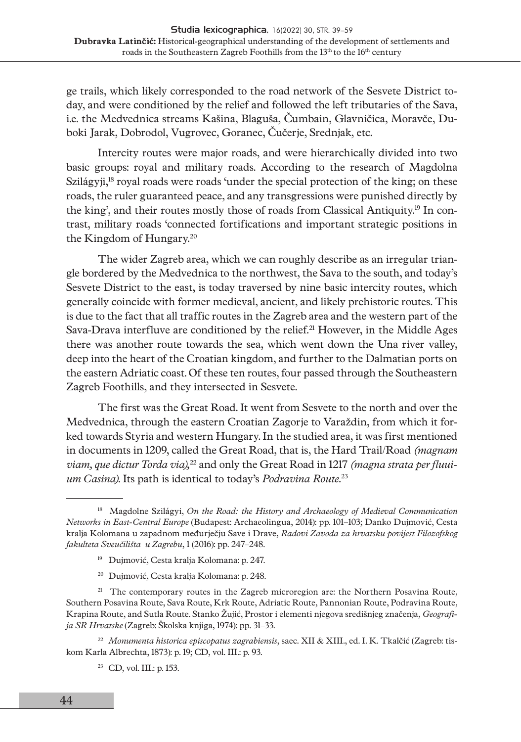ge trails, which likely corresponded to the road network of the Sesvete District today, and were conditioned by the relief and followed the left tributaries of the Sava, i.e. the Medvednica streams Kašina, Blaguša, Čumbain, Glavničica, Moravče, Duboki Jarak, Dobrodol, Vugrovec, Goranec, Čučerje, Srednjak, etc.

Intercity routes were major roads, and were hierarchically divided into two basic groups: royal and military roads. According to the research of Magdolna Szilágyji,[18] royal roads were roads 'under the special protection of the king; on these roads, the ruler guaranteed peace, and any transgressions were punished directly by the king', and their routes mostly those of roads from Classical Antiquity.[19] In contrast, military roads 'connected fortifications and important strategic positions in the Kingdom of Hungary.[20]

The wider Zagreb area, which we can roughly describe as an irregular triangle bordered by the Medvednica to the northwest, the Sava to the south, and today's Sesvete District to the east, is today traversed by nine basic intercity routes, which generally coincide with former medieval, ancient, and likely prehistoric routes. This is due to the fact that all traffic routes in the Zagreb area and the western part of the Sava-Drava interfluve are conditioned by the relief.[21] However, in the Middle Ages there was another route towards the sea, which went down the Una river valley, deep into the heart of the Croatian kingdom, and further to the Dalmatian ports on the eastern Adriatic coast. Of these ten routes, four passed through the Southeastern Zagreb Foothills, and they intersected in Sesvete.

The first was the Great Road. It went from Sesvete to the north and over the Medvednica, through the eastern Croatian Zagorje to Varaždin, from which it forked towards Styria and western Hungary. In the studied area, it was first mentioned in documents in 1209, called the Great Road, that is, the Hard Trail/Road *(magnam viam, que dictur Torda via)*,[22] and only the Great Road in 1217 *(magna strata per fluuium Casina)*. Its path is identical to today's *Podravina Route*.[23]

---

[18] Magdolne Szilágyi, *On the Road: the History and Archaeology of Medieval Communication Networks in East-Central Europe* (Budapest: Archaeolingua, 2014): pp. 101–103; Danko Dujmović, Cesta kralja Kolomana u zapadnom međurječju Save i Drave, *Radovi Zavoda za hrvatsku povijest Filozofskog fakulteta Sveučilišta u Zagrebu*, 1 (2016): pp. 247–248.

[19] Dujmović, Cesta kralja Kolomana: p. 247.

[20] Dujmović, Cesta kralja Kolomana: p. 248.

[21] The contemporary routes in the Zagreb microregion are: the Northern Posavina Route, Southern Posavina Route, Sava Route, Krk Route, Adriatic Route, Pannonian Route, Podravina Route, Krapina Route, and Sutla Route. Stanko Žujić, Prostor i elementi njegova središnjeg značenja, *Geografija SR Hrvatske* (Zagreb: Školska knjiga, 1974): pp. 31–33.

[22] *Monumenta historica episcopatus zagrabiensis*, saec. XII & XIII., ed. I. K. Tkalčić (Zagreb: tiskom Karla Albrechta, 1873): p. 19; CD, vol. III.: p. 93.

[23] CD, vol. III.: p. 153.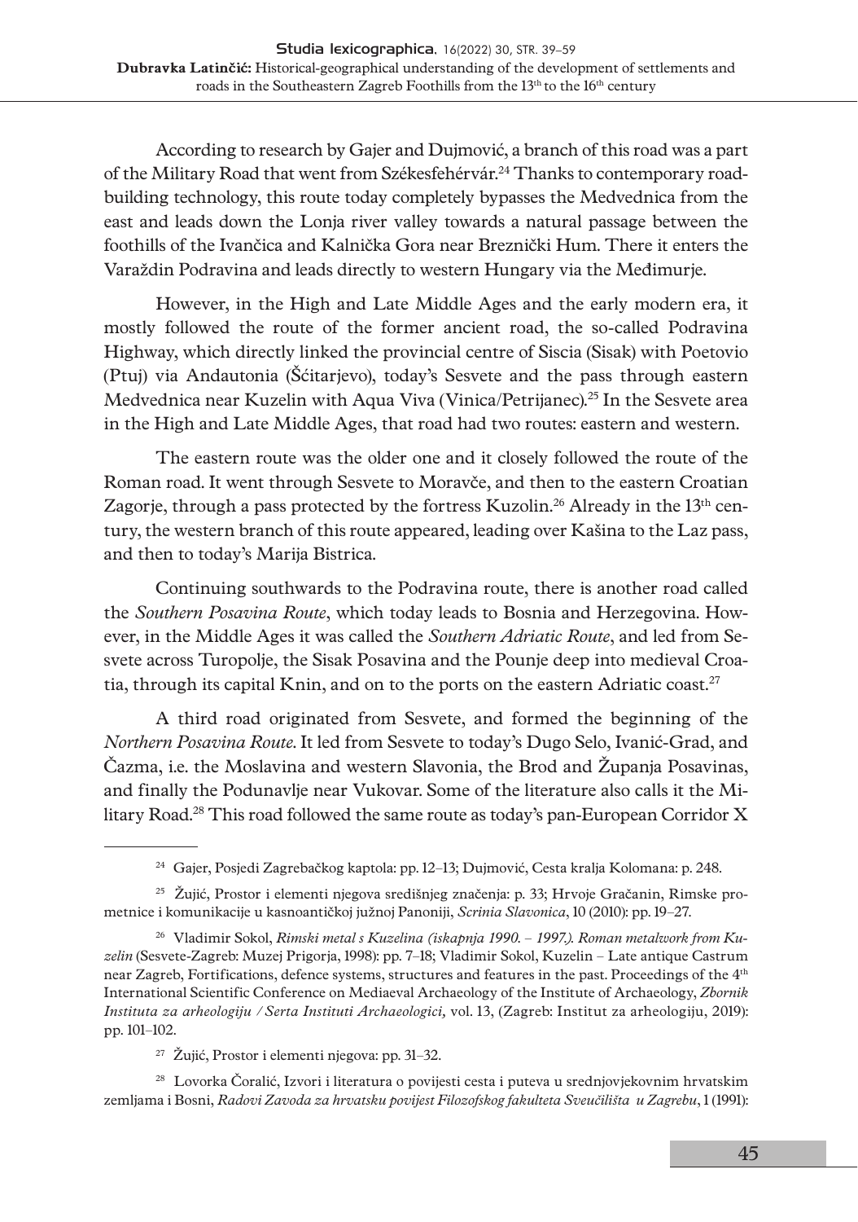According to research by Gajer and Dujmović, a branch of this road was a part of the Military Road that went from Székesfehérvár.[24] Thanks to contemporary road-building technology, this route today completely bypasses the Medvednica from the east and leads down the Lonja river valley towards a natural passage between the foothills of the Ivančica and Kalnička Gora near Breznički Hum. There it enters the Varaždin Podravina and leads directly to western Hungary via the Međimurje.

However, in the High and Late Middle Ages and the early modern era, it mostly followed the route of the former ancient road, the so-called Podravina Highway, which directly linked the provincial centre of Siscia (Sisak) with Poetovio (Ptuj) via Andautonia (Šćitarjevo), today's Sesvete and the pass through eastern Medvednica near Kuzelin with Aqua Viva (Vinica/Petrijanec).[25] In the Sesvete area in the High and Late Middle Ages, that road had two routes: eastern and western.

The eastern route was the older one and it closely followed the route of the Roman road. It went through Sesvete to Moravče, and then to the eastern Croatian Zagorje, through a pass protected by the fortress Kuzolin.[26] Already in the 13th century, the western branch of this route appeared, leading over Kašina to the Laz pass, and then to today's Marija Bistrica.

Continuing southwards to the Podravina route, there is another road called the *Southern Posavina Route*, which today leads to Bosnia and Herzegovina. However, in the Middle Ages it was called the *Southern Adriatic Route*, and led from Sesvete across Turopolje, the Sisak Posavina and the Pounje deep into medieval Croatia, through its capital Knin, and on to the ports on the eastern Adriatic coast.[27]

A third road originated from Sesvete, and formed the beginning of the *Northern Posavina Route*. It led from Sesvete to today's Dugo Selo, Ivanić-Grad, and Čazma, i.e. the Moslavina and western Slavonia, the Brod and Županja Posavinas, and finally the Podunavlje near Vukovar. Some of the literature also calls it the Military Road.[28] This road followed the same route as today's pan-European Corridor X

---

[24] Gajer, Posjedi Zagrebačkog kaptola: pp. 12–13; Dujmović, Cesta kralja Kolomana: p. 248.

[25] Žujić, Prostor i elementi njegova središnjeg značenja: p. 33; Hrvoje Gračanin, Rimske prometnice i komunikacije u kasnoantičkoj južnoj Panoniji, *Scrinia Slavonica*, 10 (2010): pp. 19–27.

[26] Vladimir Sokol, *Rimski metal s Kuzelina (iskapnja 1990. – 1997.). Roman metalwork from Kuzelin* (Sesvete-Zagreb: Muzej Prigorja, 1998): pp. 7–18; Vladimir Sokol, Kuzelin – Late antique Castrum near Zagreb, Fortifications, defence systems, structures and features in the past. Proceedings of the 4th International Scientific Conference on Mediaeval Archaeology of the Institute of Archaeology, *Zbornik Instituta za arheologiju / Serta Instituti Archaeologici,* vol. 13, (Zagreb: Institut za arheologiju, 2019): pp. 101–102.

[27] Žujić, Prostor i elementi njegova: pp. 31–32.

[28] Lovorka Čoralić, Izvori i literatura o povijesti cesta i puteva u srednjovjekovnim hrvatskim zemljama i Bosni, *Radovi Zavoda za hrvatsku povijest Filozofskog fakulteta Sveučilišta u Zagrebu*, 1 (1991):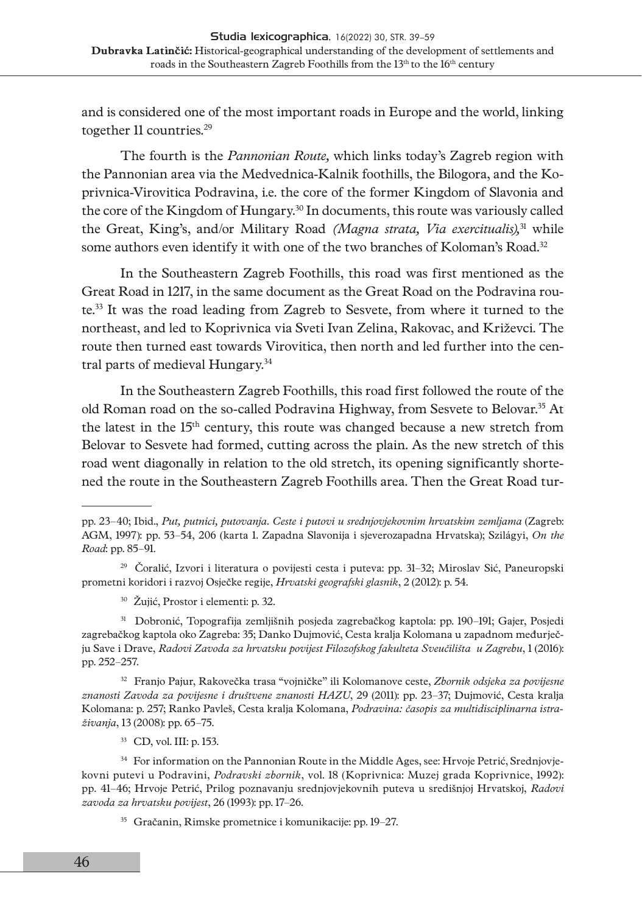and is considered one of the most important roads in Europe and the world, linking together 11 countries.[29]

The fourth is the *Pannonian Route,* which links today's Zagreb region with the Pannonian area via the Medvednica-Kalnik foothills, the Bilogora, and the Koprivnica-Virovitica Podravina, i.e. the core of the former Kingdom of Slavonia and the core of the Kingdom of Hungary.[30] In documents, this route was variously called the Great, King's, and/or Military Road *(Magna strata, Via exercitualis),*[31] while some authors even identify it with one of the two branches of Koloman's Road.[32]

In the Southeastern Zagreb Foothills, this road was first mentioned as the Great Road in 1217, in the same document as the Great Road on the Podravina route.[33] It was the road leading from Zagreb to Sesvete, from where it turned to the northeast, and led to Koprivnica via Sveti Ivan Zelina, Rakovac, and Križevci. The route then turned east towards Virovitica, then north and led further into the central parts of medieval Hungary.[34]

In the Southeastern Zagreb Foothills, this road first followed the route of the old Roman road on the so-called Podravina Highway, from Sesvete to Belovar.[35] At the latest in the 15th century, this route was changed because a new stretch from Belovar to Sesvete had formed, cutting across the plain. As the new stretch of this road went diagonally in relation to the old stretch, its opening significantly shortened the route in the Southeastern Zagreb Foothills area. Then the Great Road tur-

---

pp. 23–40; Ibid., *Put, putnici, putovanja. Ceste i putovi u srednjovjekovnim hrvatskim zemljama* (Zagreb: AGM, 1997): pp. 53–54, 206 (karta 1. Zapadna Slavonija i sjeverozapadna Hrvatska); Szilágyi, *On the Road*: pp. 85–91.

[29] Čoralić, Izvori i literatura o povijesti cesta i puteva: pp. 31–32; Miroslav Sić, Paneuropski prometni koridori i razvoj Osječke regije, *Hrvatski geografski glasnik*, 2 (2012): p. 54.

[30] Žujić, Prostor i elementi: p. 32.

[31] Dobronić, Topografija zemljišnih posjeda zagrebačkog kaptola: pp. 190–191; Gajer, Posjedi zagrebačkog kaptola oko Zagreba: 35; Danko Dujmović, Cesta kralja Kolomana u zapadnom međurječju Save i Drave, *Radovi Zavoda za hrvatsku povijest Filozofskog fakulteta Sveučilišta u Zagrebu*, 1 (2016): pp. 252–257.

[32] Franjo Pajur, Rakovečka trasa "vojničke" ili Kolomanove ceste, *Zbornik odsjeka za povijesne znanosti Zavoda za povijesne i društvene znanosti HAZU*, 29 (2011): pp. 23–37; Dujmović, Cesta kralja Kolomana: p. 257; Ranko Pavleš, Cesta kralja Kolomana, *Podravina: časopis za multidisciplinarna istraživanja*, 13 (2008): pp. 65–75.

[33] CD, vol. III: p. 153.

[34] For information on the Pannonian Route in the Middle Ages, see: Hrvoje Petrić, Srednjovjekovni putevi u Podravini, *Podravski zbornik*, vol. 18 (Koprivnica: Muzej grada Koprivnice, 1992): pp. 41–46; Hrvoje Petrić, Prilog poznavanju srednjovjekovnih puteva u središnjoj Hrvatskoj, *Radovi zavoda za hrvatsku povijest*, 26 (1993): pp. 17–26.

[35] Gračanin, Rimske prometnice i komunikacije: pp. 19–27.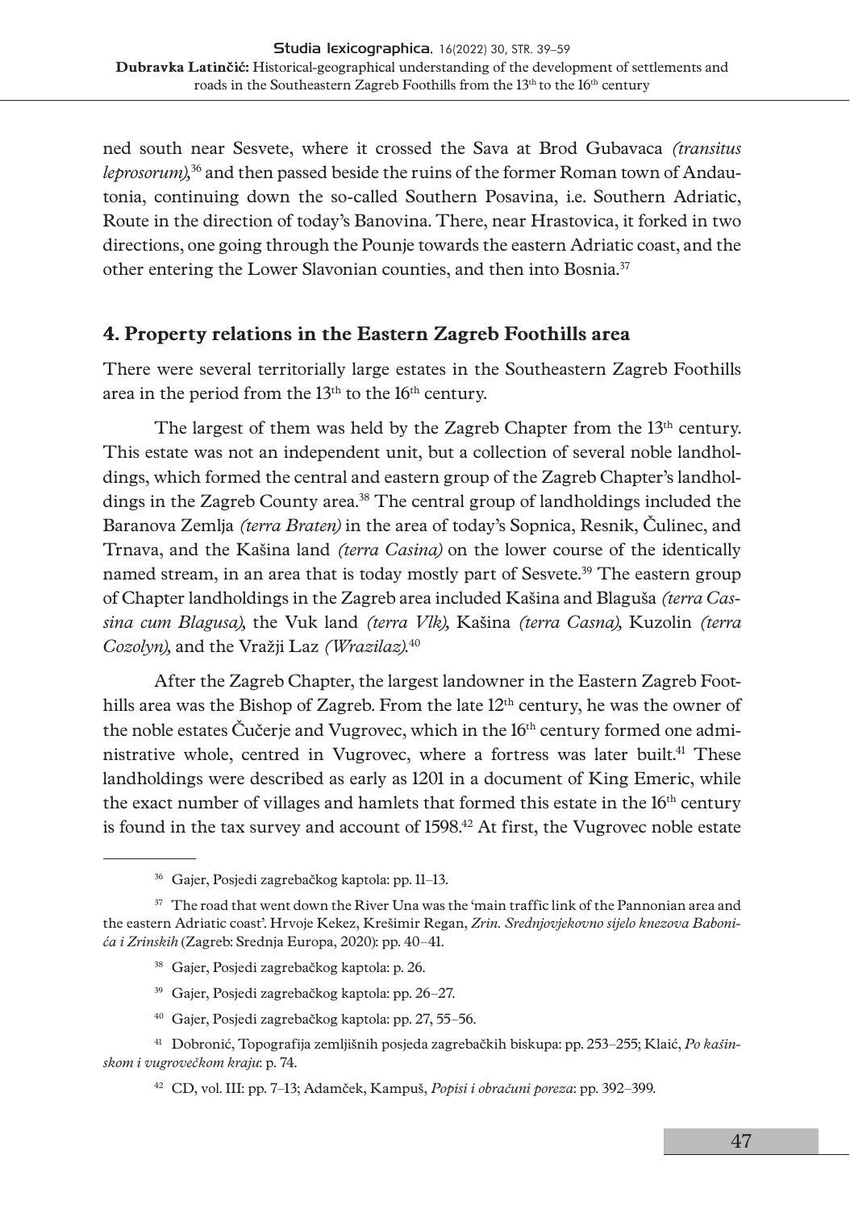ned south near Sesvete, where it crossed the Sava at Brod Gubavaca *(transitus leprosorum),*[36] and then passed beside the ruins of the former Roman town of Andautonia, continuing down the so-called Southern Posavina, i.e. Southern Adriatic, Route in the direction of today's Banovina. There, near Hrastovica, it forked in two directions, one going through the Pounje towards the eastern Adriatic coast, and the other entering the Lower Slavonian counties, and then into Bosnia.[37]

## 4. Property relations in the Eastern Zagreb Foothills area

There were several territorially large estates in the Southeastern Zagreb Foothills area in the period from the 13th to the 16th century.

The largest of them was held by the Zagreb Chapter from the 13th century. This estate was not an independent unit, but a collection of several noble landholdings, which formed the central and eastern group of the Zagreb Chapter's landholdings in the Zagreb County area.[38] The central group of landholdings included the Baranova Zemlja *(terra Braten)* in the area of today's Sopnica, Resnik, Čulinec, and Trnava, and the Kašina land *(terra Casina)* on the lower course of the identically named stream, in an area that is today mostly part of Sesvete.[39] The eastern group of Chapter landholdings in the Zagreb area included Kašina and Blaguša *(terra Cassina cum Blagusa),* the Vuk land *(terra Vlk),* Kašina *(terra Casna),* Kuzolin *(terra Cozolyn),* and the Vražji Laz *(Wrazilaz).*[40]

After the Zagreb Chapter, the largest landowner in the Eastern Zagreb Foothills area was the Bishop of Zagreb. From the late 12th century, he was the owner of the noble estates Čučerje and Vugrovec, which in the 16th century formed one administrative whole, centred in Vugrovec, where a fortress was later built.[41] These landholdings were described as early as 1201 in a document of King Emeric, while the exact number of villages and hamlets that formed this estate in the 16th century is found in the tax survey and account of 1598.[42] At first, the Vugrovec noble estate

---

[36] Gajer, Posjedi zagrebačkog kaptola: pp. 11–13.

[37] The road that went down the River Una was the 'main traffic link of the Pannonian area and the eastern Adriatic coast'. Hrvoje Kekez, Krešimir Regan, *Zrin. Srednjovjekovno sijelo knezova Babonića i Zrinskih* (Zagreb: Srednja Europa, 2020): pp. 40–41.

[38] Gajer, Posjedi zagrebačkog kaptola: p. 26.

[39] Gajer, Posjedi zagrebačkog kaptola: pp. 26–27.

[40] Gajer, Posjedi zagrebačkog kaptola: pp. 27, 55–56.

[41] Dobronić, Topografija zemljišnih posjeda zagrebačkih biskupa: pp. 253–255; Klaić, *Po kašinskom i vugrovečkom kraju*: p. 74.

[42] CD, vol. III: pp. 7–13; Adamček, Kampuš, *Popisi i obračuni poreza*: pp. 392–399.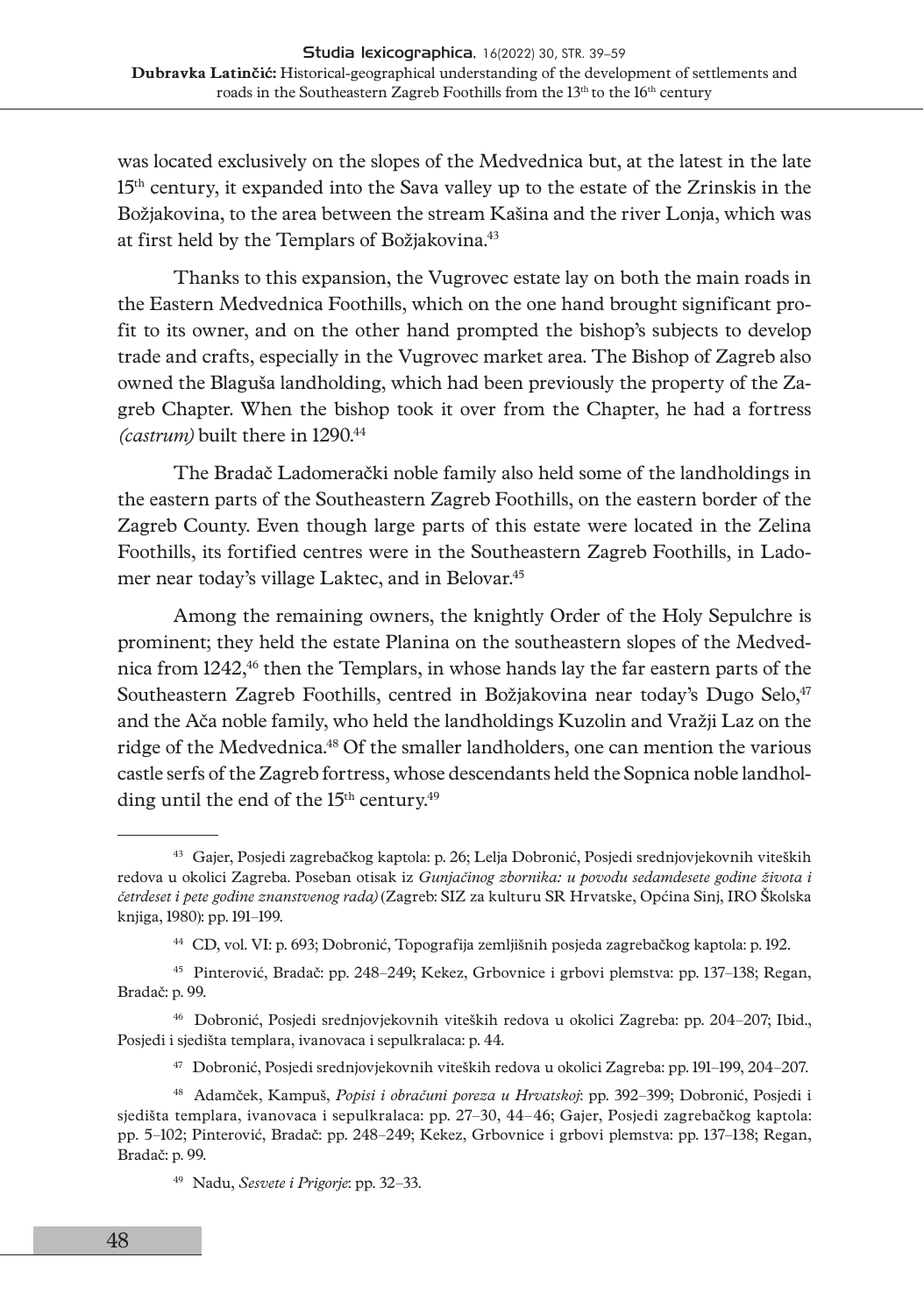was located exclusively on the slopes of the Medvednica but, at the latest in the late 15th century, it expanded into the Sava valley up to the estate of the Zrinskis in the Božjakovina, to the area between the stream Kašina and the river Lonja, which was at first held by the Templars of Božjakovina.[43]

Thanks to this expansion, the Vugrovec estate lay on both the main roads in the Eastern Medvednica Foothills, which on the one hand brought significant profit to its owner, and on the other hand prompted the bishop's subjects to develop trade and crafts, especially in the Vugrovec market area. The Bishop of Zagreb also owned the Blaguša landholding, which had been previously the property of the Zagreb Chapter. When the bishop took it over from the Chapter, he had a fortress *(castrum)* built there in 1290.[44]

The Bradač Ladomerački noble family also held some of the landholdings in the eastern parts of the Southeastern Zagreb Foothills, on the eastern border of the Zagreb County. Even though large parts of this estate were located in the Zelina Foothills, its fortified centres were in the Southeastern Zagreb Foothills, in Ladomer near today's village Laktec, and in Belovar.[45]

Among the remaining owners, the knightly Order of the Holy Sepulchre is prominent; they held the estate Planina on the southeastern slopes of the Medvednica from 1242,[46] then the Templars, in whose hands lay the far eastern parts of the Southeastern Zagreb Foothills, centred in Božjakovina near today's Dugo Selo,[47] and the Ača noble family, who held the landholdings Kuzolin and Vražji Laz on the ridge of the Medvednica.[48] Of the smaller landholders, one can mention the various castle serfs of the Zagreb fortress, whose descendants held the Sopnica noble landholding until the end of the 15th century.[49]

---

[43] Gajer, Posjedi zagrebačkog kaptola: p. 26; Lelja Dobronić, Posjedi srednjovjekovnih viteških redova u okolici Zagreba. Poseban otisak iz *Gunjačinog zbornika: u povodu sedamdesete godine života i četrdeset i pete godine znanstvenog rada)* (Zagreb: SIZ za kulturu SR Hrvatske, Općina Sinj, IRO Školska knjiga, 1980): pp. 191–199.

[44] CD, vol. VI: p. 693; Dobronić, Topografija zemljišnih posjeda zagrebačkog kaptola: p. 192.

[45] Pinterović, Bradač: pp. 248–249; Kekez, Grbovnice i grbovi plemstva: pp. 137–138; Regan, Bradač: p. 99.

[46] Dobronić, Posjedi srednjovjekovnih viteških redova u okolici Zagreba: pp. 204–207; Ibid., Posjedi i sjedišta templara, ivanovaca i sepulkralaca: p. 44.

[47] Dobronić, Posjedi srednjovjekovnih viteških redova u okolici Zagreba: pp. 191–199, 204–207.

[48] Adamček, Kampuš, *Popisi i obračuni poreza u Hrvatskoj*: pp. 392–399; Dobronić, Posjedi i sjedišta templara, ivanovaca i sepulkralaca: pp. 27–30, 44–46; Gajer, Posjedi zagrebačkog kaptola: pp. 5–102; Pinterović, Bradač: pp. 248–249; Kekez, Grbovnice i grbovi plemstva: pp. 137–138; Regan, Bradač: p. 99.

[49] Nadu, *Sesvete i Prigorje*: pp. 32–33.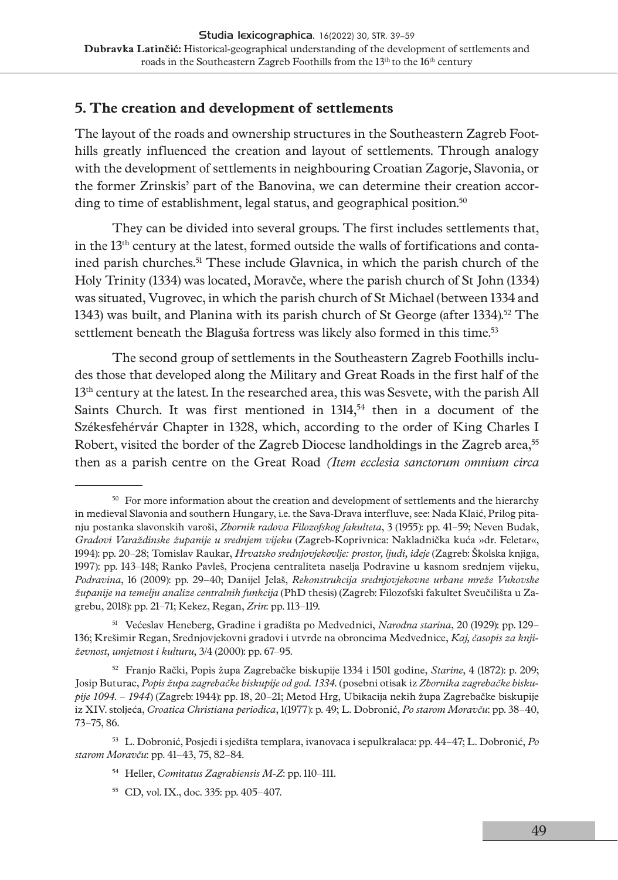## 5. The creation and development of settlements

The layout of the roads and ownership structures in the Southeastern Zagreb Foothills greatly influenced the creation and layout of settlements. Through analogy with the development of settlements in neighbouring Croatian Zagorje, Slavonia, or the former Zrinskis' part of the Banovina, we can determine their creation according to time of establishment, legal status, and geographical position.[50]

They can be divided into several groups. The first includes settlements that, in the 13th century at the latest, formed outside the walls of fortifications and contained parish churches.[51] These include Glavnica, in which the parish church of the Holy Trinity (1334) was located, Moravče, where the parish church of St John (1334) was situated, Vugrovec, in which the parish church of St Michael (between 1334 and 1343) was built, and Planina with its parish church of St George (after 1334).[52] The settlement beneath the Blaguša fortress was likely also formed in this time.[53]

The second group of settlements in the Southeastern Zagreb Foothills includes those that developed along the Military and Great Roads in the first half of the 13th century at the latest. In the researched area, this was Sesvete, with the parish All Saints Church. It was first mentioned in 1314,[54] then in a document of the Székesfehérvár Chapter in 1328, which, according to the order of King Charles I Robert, visited the border of the Zagreb Diocese landholdings in the Zagreb area,[55] then as a parish centre on the Great Road *(Item ecclesia sanctorum omnium circa*

---

[50] For more information about the creation and development of settlements and the hierarchy in medieval Slavonia and southern Hungary, i.e. the Sava-Drava interfluve, see: Nada Klaić, Prilog pitanju postanka slavonskih varoši, *Zbornik radova Filozofskog fakulteta*, 3 (1955): pp. 41–59; Neven Budak, *Gradovi Varaždinske županije u srednjem vijeku* (Zagreb-Koprivnica: Nakladnička kuća »dr. Feletar«, 1994): pp. 20–28; Tomislav Raukar, *Hrvatsko srednjovjekovlje: prostor, ljudi, ideje* (Zagreb: Školska knjiga, 1997): pp. 143–148; Ranko Pavleš, Procjena centraliteta naselja Podravine u kasnom srednjem vijeku, *Podravina*, 16 (2009): pp. 29–40; Danijel Jelaš, *Rekonstrukcija srednjovjekovne urbane mreže Vukovske županije na temelju analize centralnih funkcija* (PhD thesis) (Zagreb: Filozofski fakultet Sveučilišta u Zagrebu, 2018): pp. 21–71; Kekez, Regan, *Zrin*: pp. 113–119.

[51] Većeslav Heneberg, Gradine i gradišta po Medvednici, *Narodna starina*, 20 (1929): pp. 129–136; Krešimir Regan, Srednjovjekovni gradovi i utvrde na obroncima Medvednice, *Kaj, časopis za književnost, umjetnost i kulturu,* 3/4 (2000): pp. 67–95.

[52] Franjo Rački, Popis župa Zagrebačke biskupije 1334 i 1501 godine, *Starine*, 4 (1872): p. 209; Josip Buturac, *Popis župa zagrebačke biskupije od god. 1334.* (posebni otisak iz *Zbornika zagrebačke biskupije 1094. – 1944*) (Zagreb: 1944): pp. 18, 20–21; Metod Hrg, Ubikacija nekih župa Zagrebačke biskupije iz XIV. stoljeća, *Croatica Christiana periodica*, 1(1977): p. 49; L. Dobronić, *Po starom Moravču*: pp. 38–40, 73–75, 86.

[53] L. Dobronić, Posjedi i sjedišta templara, ivanovaca i sepulkralaca: pp. 44–47; L. Dobronić, *Po starom Moravču*: pp. 41–43, 75, 82–84.

[54] Heller, *Comitatus Zagrabiensis M-Z*: pp. 110–111.

[55] CD, vol. IX., doc. 335: pp. 405–407.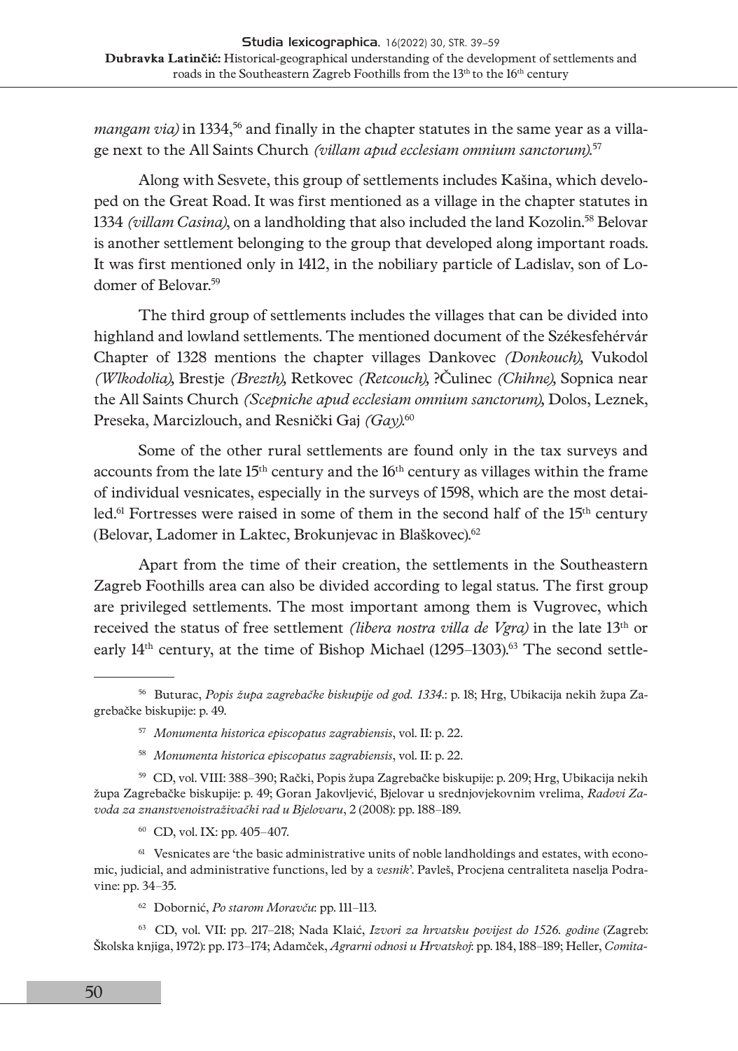*mangam via)* in 1334,[56] and finally in the chapter statutes in the same year as a village next to the All Saints Church *(villam apud ecclesiam omnium sanctorum)*.[57]

Along with Sesvete, this group of settlements includes Kašina, which developed on the Great Road. It was first mentioned as a village in the chapter statutes in 1334 *(villam Casina)*, on a landholding that also included the land Kozolin.[58] Belovar is another settlement belonging to the group that developed along important roads. It was first mentioned only in 1412, in the nobiliary particle of Ladislav, son of Lodomer of Belovar.[59]

The third group of settlements includes the villages that can be divided into highland and lowland settlements. The mentioned document of the Székesfehérvár Chapter of 1328 mentions the chapter villages Dankovec *(Donkouch)*, Vukodol *(Wlkodolia)*, Brestje *(Brezth)*, Retkovec *(Retcouch)*, ?Čulinec *(Chihne)*, Sopnica near the All Saints Church *(Scepniche apud ecclesiam omnium sanctorum)*, Dolos, Leznek, Preseka, Marcizlouch, and Resnički Gaj *(Gay)*.[60]

Some of the other rural settlements are found only in the tax surveys and accounts from the late 15th century and the 16th century as villages within the frame of individual vesnicates, especially in the surveys of 1598, which are the most detailed.[61] Fortresses were raised in some of them in the second half of the 15th century (Belovar, Ladomer in Laktec, Brokunjevac in Blaškovec).[62]

Apart from the time of their creation, the settlements in the Southeastern Zagreb Foothills area can also be divided according to legal status. The first group are privileged settlements. The most important among them is Vugrovec, which received the status of free settlement *(libera nostra villa de Vgra)* in the late 13th or early 14th century, at the time of Bishop Michael (1295–1303).[63] The second settle-

---

[56] Buturac, *Popis župa zagrebačke biskupije od god. 1334.*: p. 18; Hrg, Ubikacija nekih župa Zagrebačke biskupije: p. 49.

[57] *Monumenta historica episcopatus zagrabiensis*, vol. II: p. 22.

[58] *Monumenta historica episcopatus zagrabiensis*, vol. II: p. 22.

[59] CD, vol. VIII: 388–390; Rački, Popis župa Zagrebačke biskupije: p. 209; Hrg, Ubikacija nekih župa Zagrebačke biskupije: p. 49; Goran Jakovljević, Bjelovar u srednjovjekovnim vrelima, *Radovi Zavoda za znanstvenoistraživački rad u Bjelovaru*, 2 (2008): pp. 188–189.

[60] CD, vol. IX: pp. 405–407.

[61] Vesnicates are 'the basic administrative units of noble landholdings and estates, with economic, judicial, and administrative functions, led by a *vesnik*'. Pavleš, Procjena centraliteta naselja Podravine: pp. 34–35.

[62] Dobornić, *Po starom Moravču*: pp. 111–113.

[63] CD, vol. VII: pp. 217–218; Nada Klaić, *Izvori za hrvatsku povijest do 1526. godine* (Zagreb: Školska knjiga, 1972): pp. 173–174; Adamček, *Agrarni odnosi u Hrvatskoj*: pp. 184, 188–189; Heller, *Comita-*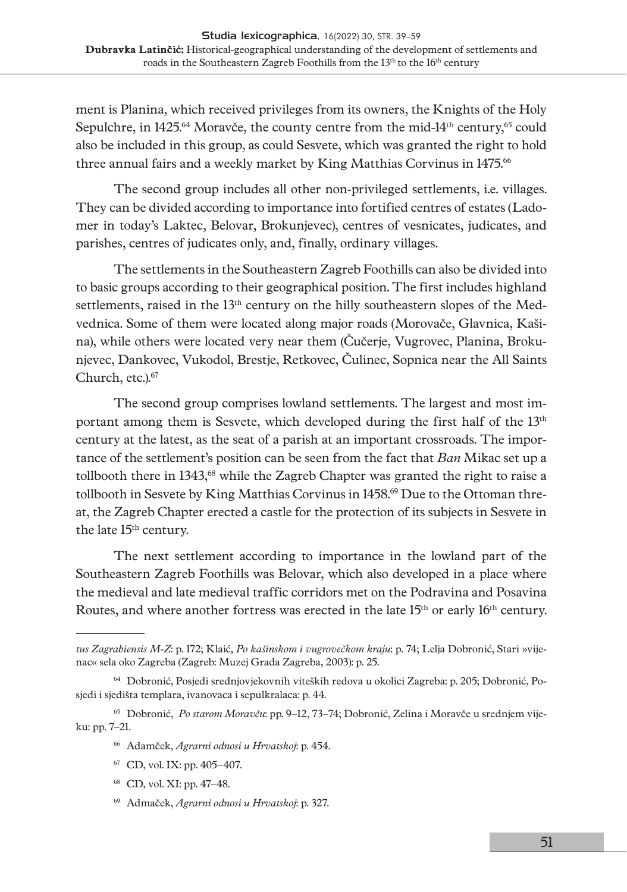ment is Planina, which received privileges from its owners, the Knights of the Holy Sepulchre, in 1425.[64] Moravče, the county centre from the mid-14th century,[65] could also be included in this group, as could Sesvete, which was granted the right to hold three annual fairs and a weekly market by King Matthias Corvinus in 1475.[66]

The second group includes all other non-privileged settlements, i.e. villages. They can be divided according to importance into fortified centres of estates (Ladomer in today's Laktec, Belovar, Brokunjevec), centres of vesnicates, judicates, and parishes, centres of judicates only, and, finally, ordinary villages.

The settlements in the Southeastern Zagreb Foothills can also be divided into to basic groups according to their geographical position. The first includes highland settlements, raised in the 13th century on the hilly southeastern slopes of the Medvednica. Some of them were located along major roads (Morovače, Glavnica, Kašina), while others were located very near them (Čučerje, Vugrovec, Planina, Brokunjevec, Dankovec, Vukodol, Brestje, Retkovec, Čulinec, Sopnica near the All Saints Church, etc.).[67]

The second group comprises lowland settlements. The largest and most important among them is Sesvete, which developed during the first half of the 13th century at the latest, as the seat of a parish at an important crossroads. The importance of the settlement's position can be seen from the fact that *Ban* Mikac set up a tollbooth there in 1343,[68] while the Zagreb Chapter was granted the right to raise a tollbooth in Sesvete by King Matthias Corvinus in 1458.[69] Due to the Ottoman threat, the Zagreb Chapter erected a castle for the protection of its subjects in Sesvete in the late 15th century.

The next settlement according to importance in the lowland part of the Southeastern Zagreb Foothills was Belovar, which also developed in a place where the medieval and late medieval traffic corridors met on the Podravina and Posavina Routes, and where another fortress was erected in the late 15th or early 16th century.

---

*tus Zagrabiensis M-Z*: p. 172; Klaić, *Po kašinskom i vugrovečkom kraju*: p. 74; Lelja Dobronić, Stari »vijenac« sela oko Zagreba (Zagreb: Muzej Grada Zagreba, 2003): p. 25.

[64] Dobronić, Posjedi srednjovjekovnih viteških redova u okolici Zagreba: p. 205; Dobronić, Posjedi i sjedišta templara, ivanovaca i sepulkralaca: p. 44.

[65] Dobronić, *Po starom Moravču*: pp. 9–12, 73–74; Dobronić, Zelina i Moravče u srednjem vijeku: pp. 7–21.

[66] Adamček, *Agrarni odnosi u Hrvatskoj*: p. 454.

[67] CD, vol. IX: pp. 405–407.

[68] CD, vol. XI: pp. 47–48.

[69] Admaček, *Agrarni odnosi u Hrvatskoj*: p. 327.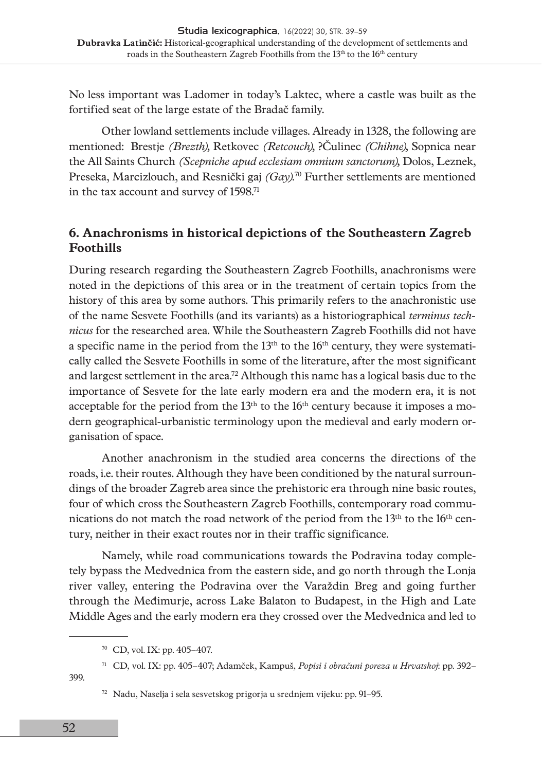No less important was Ladomer in today's Laktec, where a castle was built as the fortified seat of the large estate of the Bradač family.

Other lowland settlements include villages. Already in 1328, the following are mentioned: Brestje *(Brezth),* Retkovec *(Retcouch),* ?Čulinec *(Chihne),* Sopnica near the All Saints Church *(Scepniche apud ecclesiam omnium sanctorum),* Dolos, Leznek, Preseka, Marcizlouch, and Resnički gaj *(Gay).*[70] Further settlements are mentioned in the tax account and survey of 1598.[71]

## 6. Anachronisms in historical depictions of the Southeastern Zagreb Foothills

During research regarding the Southeastern Zagreb Foothills, anachronisms were noted in the depictions of this area or in the treatment of certain topics from the history of this area by some authors. This primarily refers to the anachronistic use of the name Sesvete Foothills (and its variants) as a historiographical *terminus technicus* for the researched area. While the Southeastern Zagreb Foothills did not have a specific name in the period from the 13th to the 16th century, they were systematically called the Sesvete Foothills in some of the literature, after the most significant and largest settlement in the area.[72] Although this name has a logical basis due to the importance of Sesvete for the late early modern era and the modern era, it is not acceptable for the period from the 13th to the 16th century because it imposes a modern geographical-urbanistic terminology upon the medieval and early modern organisation of space.

Another anachronism in the studied area concerns the directions of the roads, i.e. their routes. Although they have been conditioned by the natural surroundings of the broader Zagreb area since the prehistoric era through nine basic routes, four of which cross the Southeastern Zagreb Foothills, contemporary road communications do not match the road network of the period from the 13th to the 16th century, neither in their exact routes nor in their traffic significance.

Namely, while road communications towards the Podravina today completely bypass the Medvednica from the eastern side, and go north through the Lonja river valley, entering the Podravina over the Varaždin Breg and going further through the Međimurje, across Lake Balaton to Budapest, in the High and Late Middle Ages and the early modern era they crossed over the Medvednica and led to

---

[70] CD, vol. IX: pp. 405–407.

[71] CD, vol. IX: pp. 405–407; Adamček, Kampuš, *Popisi i obračuni poreza u Hrvatskoj*: pp. 392–399.

[72] Nadu, Naselja i sela sesvetskog prigorja u srednjem vijeku: pp. 91–95.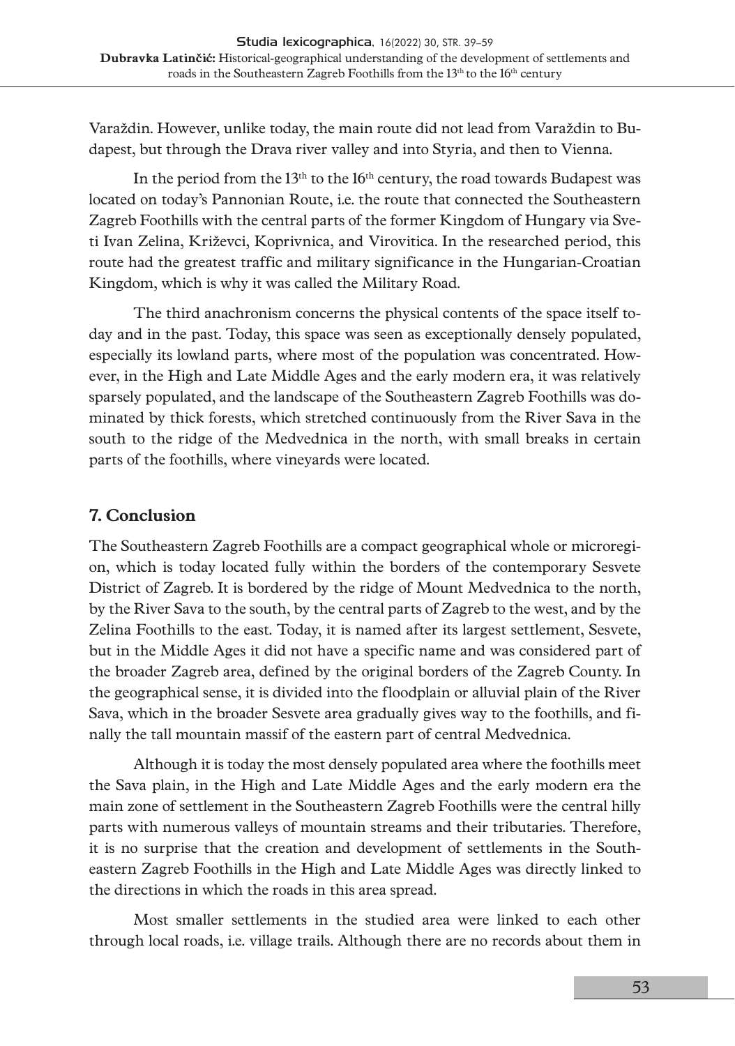Varaždin. However, unlike today, the main route did not lead from Varaždin to Budapest, but through the Drava river valley and into Styria, and then to Vienna.

In the period from the 13th to the 16th century, the road towards Budapest was located on today's Pannonian Route, i.e. the route that connected the Southeastern Zagreb Foothills with the central parts of the former Kingdom of Hungary via Sveti Ivan Zelina, Križevci, Koprivnica, and Virovitica. In the researched period, this route had the greatest traffic and military significance in the Hungarian-Croatian Kingdom, which is why it was called the Military Road.

The third anachronism concerns the physical contents of the space itself today and in the past. Today, this space was seen as exceptionally densely populated, especially its lowland parts, where most of the population was concentrated. However, in the High and Late Middle Ages and the early modern era, it was relatively sparsely populated, and the landscape of the Southeastern Zagreb Foothills was dominated by thick forests, which stretched continuously from the River Sava in the south to the ridge of the Medvednica in the north, with small breaks in certain parts of the foothills, where vineyards were located.

## 7. Conclusion

The Southeastern Zagreb Foothills are a compact geographical whole or microregion, which is today located fully within the borders of the contemporary Sesvete District of Zagreb. It is bordered by the ridge of Mount Medvednica to the north, by the River Sava to the south, by the central parts of Zagreb to the west, and by the Zelina Foothills to the east. Today, it is named after its largest settlement, Sesvete, but in the Middle Ages it did not have a specific name and was considered part of the broader Zagreb area, defined by the original borders of the Zagreb County. In the geographical sense, it is divided into the floodplain or alluvial plain of the River Sava, which in the broader Sesvete area gradually gives way to the foothills, and finally the tall mountain massif of the eastern part of central Medvednica.

Although it is today the most densely populated area where the foothills meet the Sava plain, in the High and Late Middle Ages and the early modern era the main zone of settlement in the Southeastern Zagreb Foothills were the central hilly parts with numerous valleys of mountain streams and their tributaries. Therefore, it is no surprise that the creation and development of settlements in the Southeastern Zagreb Foothills in the High and Late Middle Ages was directly linked to the directions in which the roads in this area spread.

Most smaller settlements in the studied area were linked to each other through local roads, i.e. village trails. Although there are no records about them in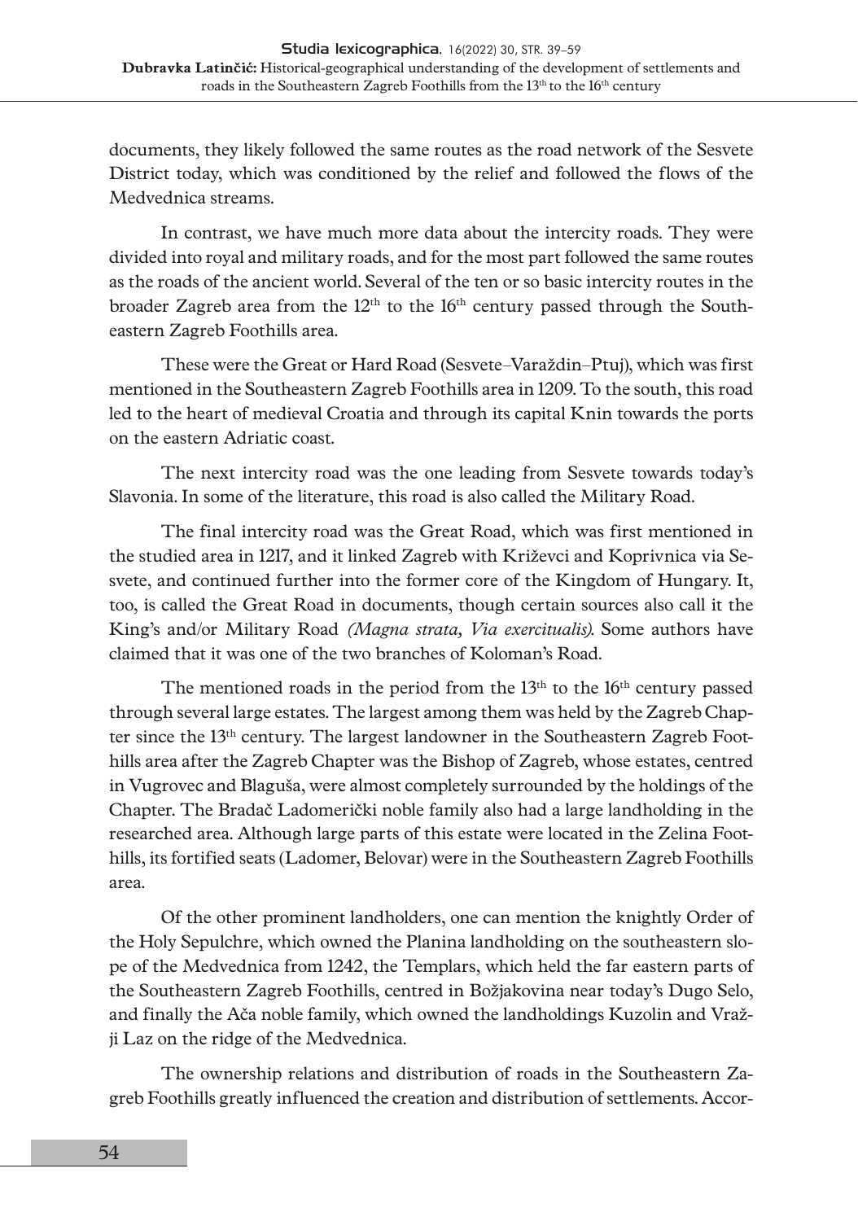documents, they likely followed the same routes as the road network of the Sesvete District today, which was conditioned by the relief and followed the flows of the Medvednica streams.

In contrast, we have much more data about the intercity roads. They were divided into royal and military roads, and for the most part followed the same routes as the roads of the ancient world. Several of the ten or so basic intercity routes in the broader Zagreb area from the 12th to the 16th century passed through the Southeastern Zagreb Foothills area.

These were the Great or Hard Road (Sesvete–Varaždin–Ptuj), which was first mentioned in the Southeastern Zagreb Foothills area in 1209. To the south, this road led to the heart of medieval Croatia and through its capital Knin towards the ports on the eastern Adriatic coast.

The next intercity road was the one leading from Sesvete towards today's Slavonia. In some of the literature, this road is also called the Military Road.

The final intercity road was the Great Road, which was first mentioned in the studied area in 1217, and it linked Zagreb with Križevci and Koprivnica via Sesvete, and continued further into the former core of the Kingdom of Hungary. It, too, is called the Great Road in documents, though certain sources also call it the King's and/or Military Road *(Magna strata, Via exercitualis).* Some authors have claimed that it was one of the two branches of Koloman's Road.

The mentioned roads in the period from the 13th to the 16th century passed through several large estates. The largest among them was held by the Zagreb Chapter since the 13th century. The largest landowner in the Southeastern Zagreb Foothills area after the Zagreb Chapter was the Bishop of Zagreb, whose estates, centred in Vugrovec and Blaguša, were almost completely surrounded by the holdings of the Chapter. The Bradač Ladomerički noble family also had a large landholding in the researched area. Although large parts of this estate were located in the Zelina Foothills, its fortified seats (Ladomer, Belovar) were in the Southeastern Zagreb Foothills area.

Of the other prominent landholders, one can mention the knightly Order of the Holy Sepulchre, which owned the Planina landholding on the southeastern slope of the Medvednica from 1242, the Templars, which held the far eastern parts of the Southeastern Zagreb Foothills, centred in Božjakovina near today's Dugo Selo, and finally the Ača noble family, which owned the landholdings Kuzolin and Vražji Laz on the ridge of the Medvednica.

The ownership relations and distribution of roads in the Southeastern Zagreb Foothills greatly influenced the creation and distribution of settlements. Accor-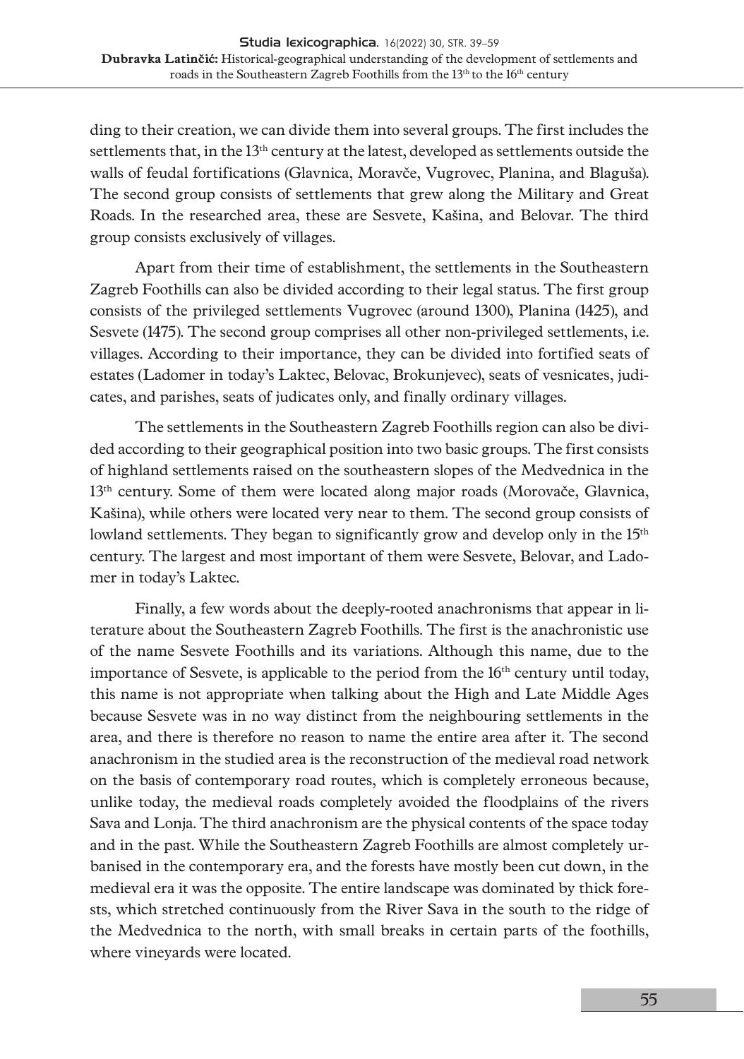ding to their creation, we can divide them into several groups. The first includes the settlements that, in the 13th century at the latest, developed as settlements outside the walls of feudal fortifications (Glavnica, Moravče, Vugrovec, Planina, and Blaguša). The second group consists of settlements that grew along the Military and Great Roads. In the researched area, these are Sesvete, Kašina, and Belovar. The third group consists exclusively of villages.

Apart from their time of establishment, the settlements in the Southeastern Zagreb Foothills can also be divided according to their legal status. The first group consists of the privileged settlements Vugrovec (around 1300), Planina (1425), and Sesvete (1475). The second group comprises all other non-privileged settlements, i.e. villages. According to their importance, they can be divided into fortified seats of estates (Ladomer in today's Laktec, Belovac, Brokunjevec), seats of vesnicates, judicates, and parishes, seats of judicates only, and finally ordinary villages.

The settlements in the Southeastern Zagreb Foothills region can also be divided according to their geographical position into two basic groups. The first consists of highland settlements raised on the southeastern slopes of the Medvednica in the 13th century. Some of them were located along major roads (Morovače, Glavnica, Kašina), while others were located very near to them. The second group consists of lowland settlements. They began to significantly grow and develop only in the 15th century. The largest and most important of them were Sesvete, Belovar, and Ladomer in today's Laktec.

Finally, a few words about the deeply-rooted anachronisms that appear in literature about the Southeastern Zagreb Foothills. The first is the anachronistic use of the name Sesvete Foothills and its variations. Although this name, due to the importance of Sesvete, is applicable to the period from the 16th century until today, this name is not appropriate when talking about the High and Late Middle Ages because Sesvete was in no way distinct from the neighbouring settlements in the area, and there is therefore no reason to name the entire area after it. The second anachronism in the studied area is the reconstruction of the medieval road network on the basis of contemporary road routes, which is completely erroneous because, unlike today, the medieval roads completely avoided the floodplains of the rivers Sava and Lonja. The third anachronism are the physical contents of the space today and in the past. While the Southeastern Zagreb Foothills are almost completely urbanised in the contemporary era, and the forests have mostly been cut down, in the medieval era it was the opposite. The entire landscape was dominated by thick forests, which stretched continuously from the River Sava in the south to the ridge of the Medvednica to the north, with small breaks in certain parts of the foothills, where vineyards were located.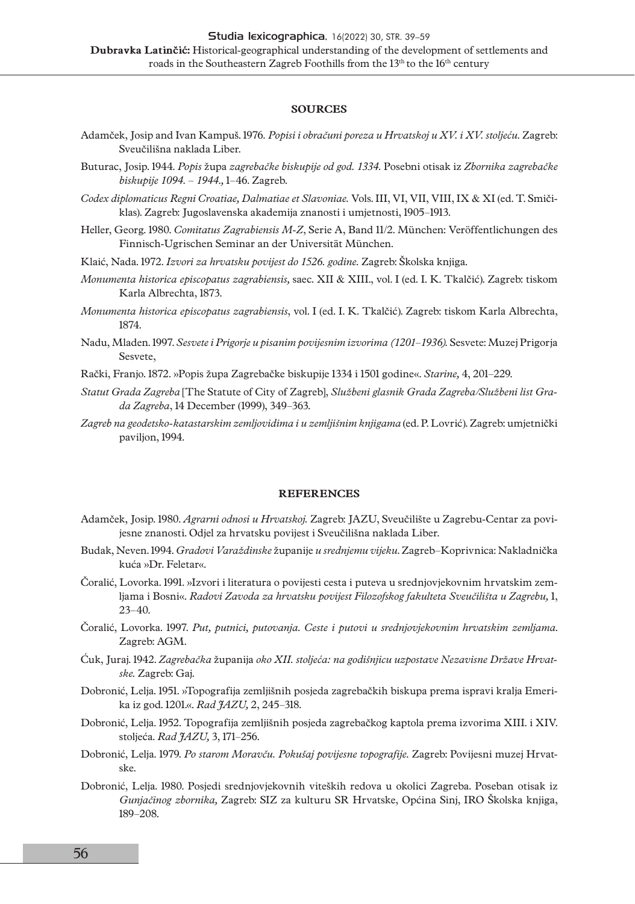## SOURCES

Adamček, Josip and Ivan Kampuš. 1976. *Popisi i obračuni poreza u Hrvatskoj u XV. i XV. stoljeću*. Zagreb: Sveučilišna naklada Liber.

Buturac, Josip. 1944. *Popis* župa *zagrebačke biskupije od god. 1334*. Posebni otisak iz *Zbornika zagrebačke biskupije 1094. – 1944.*, 1–46. Zagreb.

*Codex diplomaticus Regni Croatiae, Dalmatiae et Slavoniae*. Vols. III, VI, VII, VIII, IX & XI (ed. T. Smičiklas). Zagreb: Jugoslavenska akademija znanosti i umjetnosti, 1905–1913.

Heller, Georg. 1980. *Comitatus Zagrabiensis M-Z*, Serie A, Band 11/2. München: Veröffentlichungen des Finnisch-Ugrischen Seminar an der Universität München.

Klaić, Nada. 1972. *Izvori za hrvatsku povijest do 1526. godine*. Zagreb: Školska knjiga.

*Monumenta historica episcopatus zagrabiensis*, saec. XII & XIII., vol. I (ed. I. K. Tkalčić). Zagreb: tiskom Karla Albrechta, 1873.

*Monumenta historica episcopatus zagrabiensis*, vol. I (ed. I. K. Tkalčić). Zagreb: tiskom Karla Albrechta, 1874.

Nadu, Mladen. 1997. *Sesvete i Prigorje u pisanim povijesnim izvorima (1201–1936)*. Sesvete: Muzej Prigorja Sesvete,

Rački, Franjo. 1872. »Popis župa Zagrebačke biskupije 1334 i 1501 godine«. *Starine*, 4, 201–229.

*Statut Grada Zagreba* [The Statute of City of Zagreb], *Službeni glasnik Grada Zagreba/Službeni list Grada Zagreba*, 14 December (1999), 349–363.

*Zagreb na geodetsko-katastarskim zemljovidima i u zemljišnim knjigama* (ed. P. Lovrić). Zagreb: umjetnički paviljon, 1994.

## REFERENCES

Adamček, Josip. 1980. *Agrarni odnosi u Hrvatskoj*. Zagreb: JAZU, Sveučilište u Zagrebu-Centar za povijesne znanosti. Odjel za hrvatsku povijest i Sveučilišna naklada Liber.

Budak, Neven. 1994. *Gradovi Varaždinske* županije *u srednjemu vijeku*. Zagreb–Koprivnica: Nakladnička kuća »Dr. Feletar«.

Čoralić, Lovorka. 1991. »Izvori i literatura o povijesti cesta i puteva u srednjovjekovnim hrvatskim zemljama i Bosni«. *Radovi Zavoda za hrvatsku povijest Filozofskog fakulteta Sveučilišta u Zagrebu*, 1, 23–40.

Čoralić, Lovorka. 1997. *Put, putnici, putovanja. Ceste i putovi u srednjovjekovnim hrvatskim zemljama*. Zagreb: AGM.

Ćuk, Juraj. 1942. *Zagrebačka* županija *oko XII. stoljeća: na godišnjicu uzpostave Nezavisne Države Hrvatske*. Zagreb: Gaj.

Dobronić, Lelja. 1951. »Topografija zemljišnih posjeda zagrebačkih biskupa prema ispravi kralja Emerika iz god. 1201.«. *Rad JAZU*, 2, 245–318.

Dobronić, Lelja. 1952. Topografija zemljišnih posjeda zagrebačkog kaptola prema izvorima XIII. i XIV. stoljeća. *Rad JAZU*, 3, 171–256.

Dobronić, Lelja. 1979. *Po starom Moravču. Pokušaj povijesne topografije*. Zagreb: Povijesni muzej Hrvatske.

Dobronić, Lelja. 1980. Posjedi srednjovjekovnih viteških redova u okolici Zagreba. Poseban otisak iz *Gunjačinog zbornika*, Zagreb: SIZ za kulturu SR Hrvatske, Općina Sinj, IRO Školska knjiga, 189–208.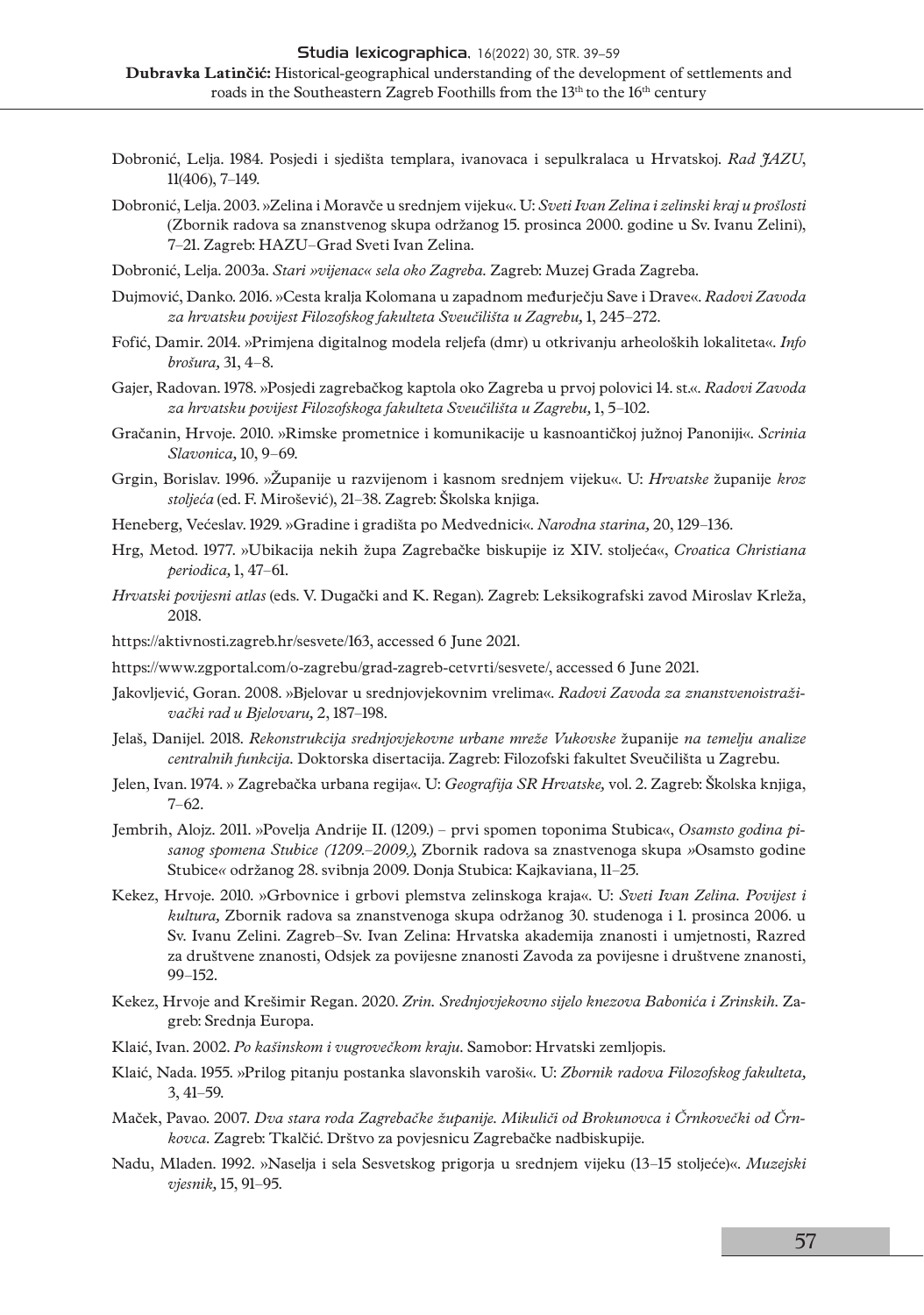Dobronić, Lelja. 1984. Posjedi i sjedišta templara, ivanovaca i sepulkralaca u Hrvatskoj. *Rad JAZU*, 11(406), 7–149.

Dobronić, Lelja. 2003. »Zelina i Moravče u srednjem vijeku«. U: *Sveti Ivan Zelina i zelinski kraj u prošlosti* (Zbornik radova sa znanstvenog skupa održanog 15. prosinca 2000. godine u Sv. Ivanu Zelini), 7–21. Zagreb: HAZU–Grad Sveti Ivan Zelina.

Dobronić, Lelja. 2003a. *Stari »vijenac« sela oko Zagreba.* Zagreb: Muzej Grada Zagreba.

Dujmović, Danko. 2016. »Cesta kralja Kolomana u zapadnom međurječju Save i Drave«. *Radovi Zavoda za hrvatsku povijest Filozofskog fakulteta Sveučilišta u Zagrebu,* 1, 245–272.

Fofić, Damir. 2014. »Primjena digitalnog modela reljefa (dmr) u otkrivanju arheoloških lokaliteta«. *Info brošura,* 31, 4–8.

Gajer, Radovan. 1978. »Posjedi zagrebačkog kaptola oko Zagreba u prvoj polovici 14. st.«. *Radovi Zavoda za hrvatsku povijest Filozofskoga fakulteta Sveučilišta u Zagrebu,* 1, 5–102.

Gračanin, Hrvoje. 2010. »Rimske prometnice i komunikacije u kasnoantičkoj južnoj Panoniji«. *Scrinia Slavonica,* 10, 9–69.

Grgin, Borislav. 1996. »Županije u razvijenom i kasnom srednjem vijeku«. U: *Hrvatske* županije *kroz stoljeća* (ed. F. Mirošević), 21–38. Zagreb: Školska knjiga.

Heneberg, Većeslav. 1929. »Gradine i gradišta po Medvednici«. *Narodna starina,* 20, 129–136.

Hrg, Metod. 1977. »Ubikacija nekih župa Zagrebačke biskupije iz XIV. stoljeća«, *Croatica Christiana periodica,* 1, 47–61.

*Hrvatski povijesni atlas* (eds. V. Dugački and K. Regan). Zagreb: Leksikografski zavod Miroslav Krleža, 2018.

https://aktivnosti.zagreb.hr/sesvete/163, accessed 6 June 2021.

https://www.zgportal.com/o-zagrebu/grad-zagreb-cetvrti/sesvete/, accessed 6 June 2021.

Jakovljević, Goran. 2008. »Bjelovar u srednjovjekovnim vrelima«. *Radovi Zavoda za znanstvenoistraživački rad u Bjelovaru,* 2, 187–198.

Jelaš, Danijel. 2018. *Rekonstrukcija srednjovjekovne urbane mreže Vukovske* županije *na temelju analize centralnih funkcija.* Doktorska disertacija. Zagreb: Filozofski fakultet Sveučilišta u Zagrebu.

Jelen, Ivan. 1974. » Zagrebačka urbana regija«. U: *Geografija SR Hrvatske,* vol. 2. Zagreb: Školska knjiga, 7–62.

Jembrih, Alojz. 2011. »Povelja Andrije II. (1209.) – prvi spomen toponima Stubica«, *Osamsto godina pisanog spomena Stubice (1209.–2009.),* Zbornik radova sa znastvenoga skupa »Osamsto godine Stubice« održanog 28. svibnja 2009. Donja Stubica: Kajkaviana, 11–25.

Kekez, Hrvoje. 2010. »Grbovnice i grbovi plemstva zelinskoga kraja«. U: *Sveti Ivan Zelina. Povijest i kultura,* Zbornik radova sa znanstvenoga skupa održanog 30. studenoga i 1. prosinca 2006. u Sv. Ivanu Zelini. Zagreb–Sv. Ivan Zelina: Hrvatska akademija znanosti i umjetnosti, Razred za društvene znanosti, Odsjek za povijesne znanosti Zavoda za povijesne i društvene znanosti, 99–152.

Kekez, Hrvoje and Krešimir Regan. 2020. *Zrin. Srednjovjekovno sijelo knezova Babonića i Zrinskih.* Zagreb: Srednja Europa.

Klaić, Ivan. 2002. *Po kašinskom i vugrovečkom kraju.* Samobor: Hrvatski zemljopis.

Klaić, Nada. 1955. »Prilog pitanju postanka slavonskih varoši«. U: *Zbornik radova Filozofskog fakulteta,* 3, 41–59.

Maček, Pavao. 2007. *Dva stara roda Zagrebačke županije. Mikuliči od Brokunovca i Črnkovečki od Črnkovca.* Zagreb: Tkalčić. Drštvo za povjesnicu Zagrebačke nadbiskupije.

Nadu, Mladen. 1992. »Naselja i sela Sesvetskog prigorja u srednjem vijeku (13–15 stoljeće)«. *Muzejski vjesnik,* 15, 91–95.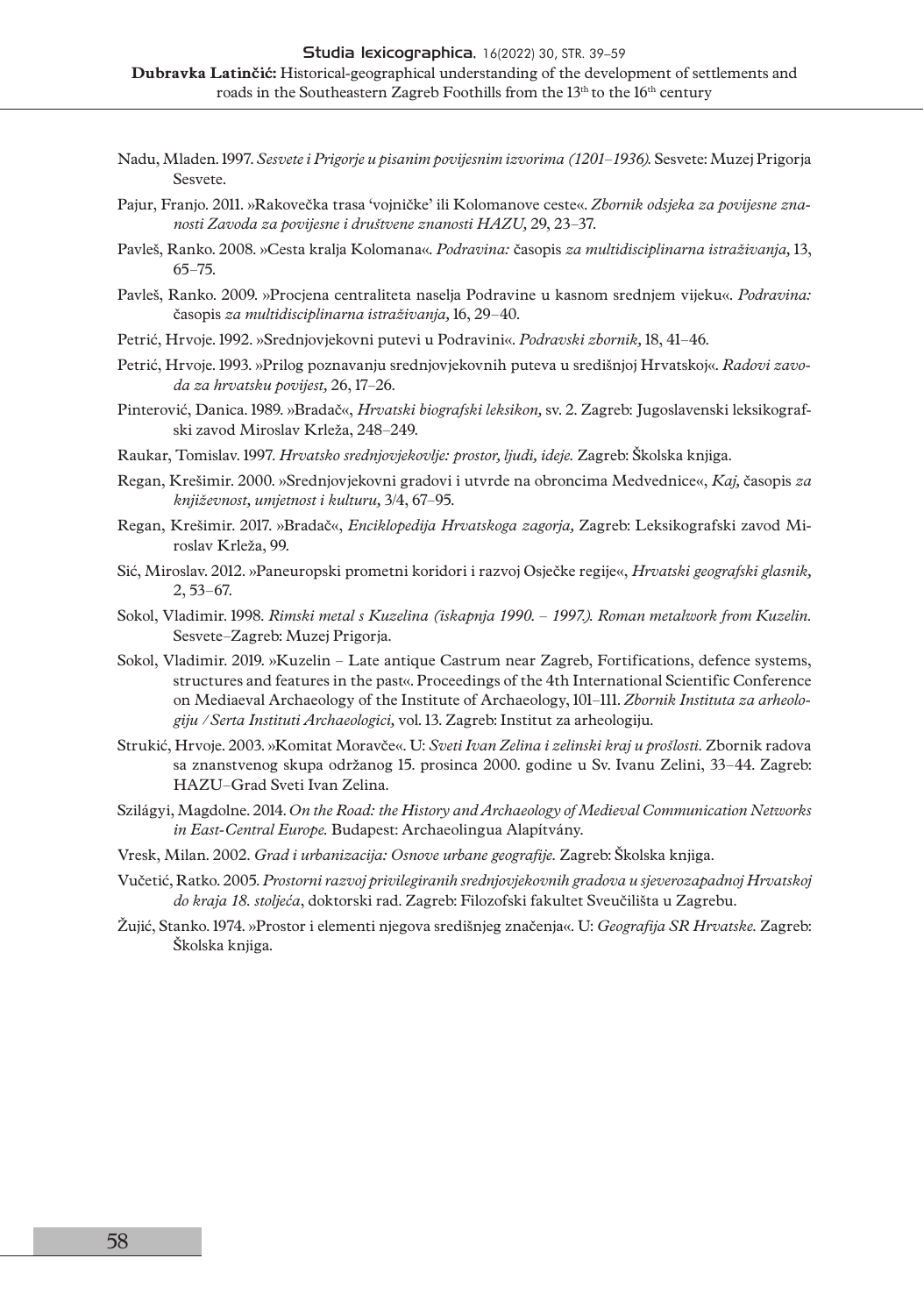Nadu, Mladen. 1997. *Sesvete i Prigorje u pisanim povijesnim izvorima (1201–1936).* Sesvete: Muzej Prigorja Sesvete.

Pajur, Franjo. 2011. »Rakovečka trasa 'vojničke' ili Kolomanove ceste«. *Zbornik odsjeka za povijesne znanosti Zavoda za povijesne i društvene znanosti HAZU,* 29, 23–37.

Pavleš, Ranko. 2008. »Cesta kralja Kolomana«. *Podravina:* časopis *za multidisciplinarna istraživanja,* 13, 65–75.

Pavleš, Ranko. 2009. »Procjena centraliteta naselja Podravine u kasnom srednjem vijeku«. *Podravina:* časopis *za multidisciplinarna istraživanja,* 16, 29–40.

Petrić, Hrvoje. 1992. »Srednjovjekovni putevi u Podravini«. *Podravski zbornik,* 18, 41–46.

Petrić, Hrvoje. 1993. »Prilog poznavanju srednjovjekovnih puteva u središnjoj Hrvatskoj«. *Radovi zavoda za hrvatsku povijest,* 26, 17–26.

Pinterović, Danica. 1989. »Bradač«, *Hrvatski biografski leksikon,* sv. 2. Zagreb: Jugoslavenski leksikografski zavod Miroslav Krleža, 248–249.

Raukar, Tomislav. 1997. *Hrvatsko srednjovjekovlje: prostor, ljudi, ideje.* Zagreb: Školska knjiga.

Regan, Krešimir. 2000. »Srednjovjekovni gradovi i utvrde na obroncima Medvednice«, *Kaj,* časopis *za književnost, umjetnost i kulturu,* 3/4, 67–95.

Regan, Krešimir. 2017. »Bradač«, *Enciklopedija Hrvatskoga zagorja,* Zagreb: Leksikografski zavod Miroslav Krleža, 99.

Sić, Miroslav. 2012. »Paneuropski prometni koridori i razvoj Osječke regije«, *Hrvatski geografski glasnik,* 2, 53–67.

Sokol, Vladimir. 1998. *Rimski metal s Kuzelina (iskapnja 1990. – 1997.). Roman metalwork from Kuzelin.* Sesvete–Zagreb: Muzej Prigorja.

Sokol, Vladimir. 2019. »Kuzelin – Late antique Castrum near Zagreb, Fortifications, defence systems, structures and features in the past«. Proceedings of the 4th International Scientific Conference on Mediaeval Archaeology of the Institute of Archaeology, 101–111. *Zbornik Instituta za arheologiju / Serta Instituti Archaeologici,* vol. 13. Zagreb: Institut za arheologiju.

Strukić, Hrvoje. 2003. »Komitat Moravče«. U: *Sveti Ivan Zelina i zelinski kraj u prošlosti*. Zbornik radova sa znanstvenog skupa održanog 15. prosinca 2000. godine u Sv. Ivanu Zelini, 33–44. Zagreb: HAZU–Grad Sveti Ivan Zelina.

Szilágyi, Magdolne. 2014. *On the Road: the History and Archaeology of Medieval Communication Networks in East-Central Europe.* Budapest: Archaeolingua Alapítvány.

Vresk, Milan. 2002. *Grad i urbanizacija: Osnove urbane geografije.* Zagreb: Školska knjiga.

Vučetić, Ratko. 2005. *Prostorni razvoj privilegiranih srednjovjekovnih gradova u sjeverozapadnoj Hrvatskoj do kraja 18. stoljeća*, doktorski rad. Zagreb: Filozofski fakultet Sveučilišta u Zagrebu.

Žujić, Stanko. 1974. »Prostor i elementi njegova središnjeg značenja«. U: *Geografija SR Hrvatske.* Zagreb: Školska knjiga.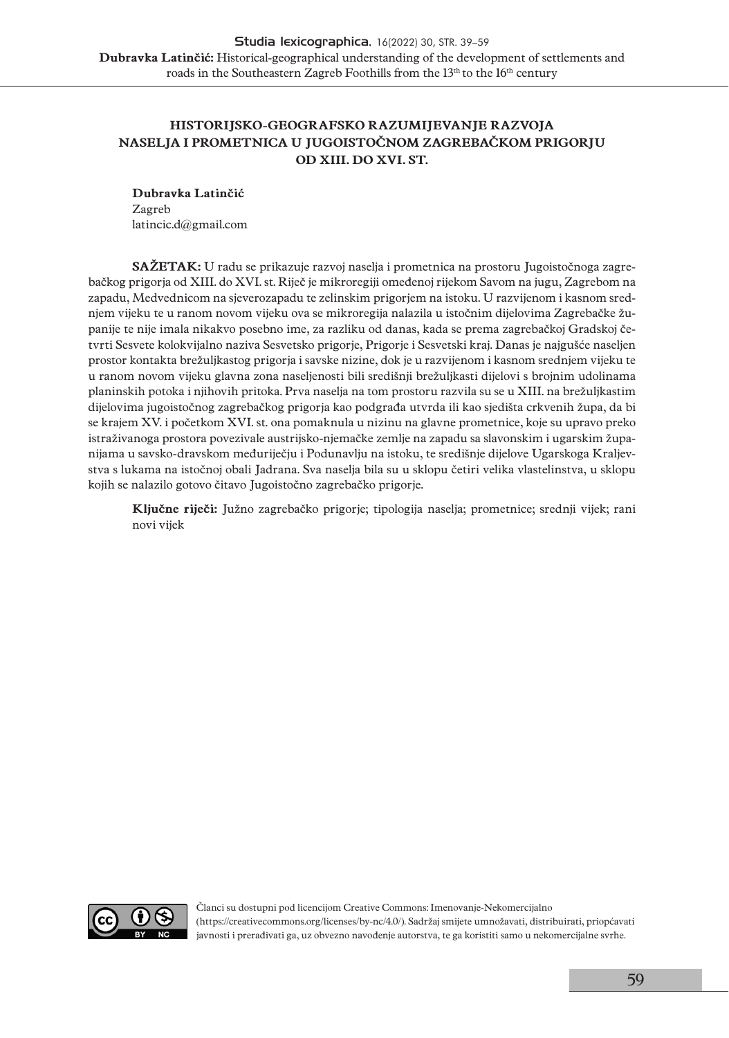## HISTORIJSKO-GEOGRAFSKO RAZUMIJEVANJE RAZVOJA NASELJA I PROMETNICA U JUGOISTOČNOM ZAGREBAČKOM PRIGORJU OD XIII. DO XVI. ST.

**Dubravka Latinčić**
Zagreb
latincic.d@gmail.com

**SAŽETAK:** U radu se prikazuje razvoj naselja i prometnica na prostoru Jugoistočnoga zagrebačkog prigorja od XIII. do XVI. st. Riječ je mikroregiji omeđenoj rijekom Savom na jugu, Zagrebom na zapadu, Medvednicom na sjeverozapadu te zelinskim prigorjem na istoku. U razvijenom i kasnom srednjem vijeku te u ranom novom vijeku ova se mikroregija nalazila u istočnim dijelovima Zagrebačke županije te nije imala nikakvo posebno ime, za razliku od danas, kada se prema zagrebačkoj Gradskoj četvrti Sesvete kolokvijalno naziva Sesvetsko prigorje, Prigorje i Sesvetski kraj. Danas je najgušće naseljen prostor kontakta brežuljkastog prigorja i savske nizine, dok je u razvijenom i kasnom srednjem vijeku te u ranom novom vijeku glavna zona naseljenosti bili središnji brežuljkasti dijelovi s brojnim udolinama planinskih potoka i njihovih pritoka. Prva naselja na tom prostoru razvila su se u XIII. na brežuljkastim dijelovima jugoistočnog zagrebačkog prigorja kao podgrađa utvrda ili kao sjedišta crkvenih župa, da bi se krajem XV. i početkom XVI. st. ona pomaknula u nizinu na glavne prometnice, koje su upravo preko istraživanoga prostora povezivale austrijsko-njemačke zemlje na zapadu sa slavonskim i ugarskim županijama u savsko-dravskom međuriječju i Podunavlju na istoku, te središnje dijelove Ugarskoga Kraljevstva s lukama na istočnoj obali Jadrana. Sva naselja bila su u sklopu četiri velika vlastelinstva, u sklopu kojih se nalazilo gotovo čitavo Jugoistočno zagrebačko prigorje.

**Ključne riječi:** Južno zagrebačko prigorje; tipologija naselja; prometnice; srednji vijek; rani novi vijek

Članci su dostupni pod licencijom Creative Commons: Imenovanje-Nekomercijalno (https://creativecommons.org/licenses/by-nc/4.0/). Sadržaj smijete umnožavati, distribuirati, priopćavati javnosti i prerađivati ga, uz obvezno navođenje autorstva, te ga koristiti samo u nekomercijalne svrhe.